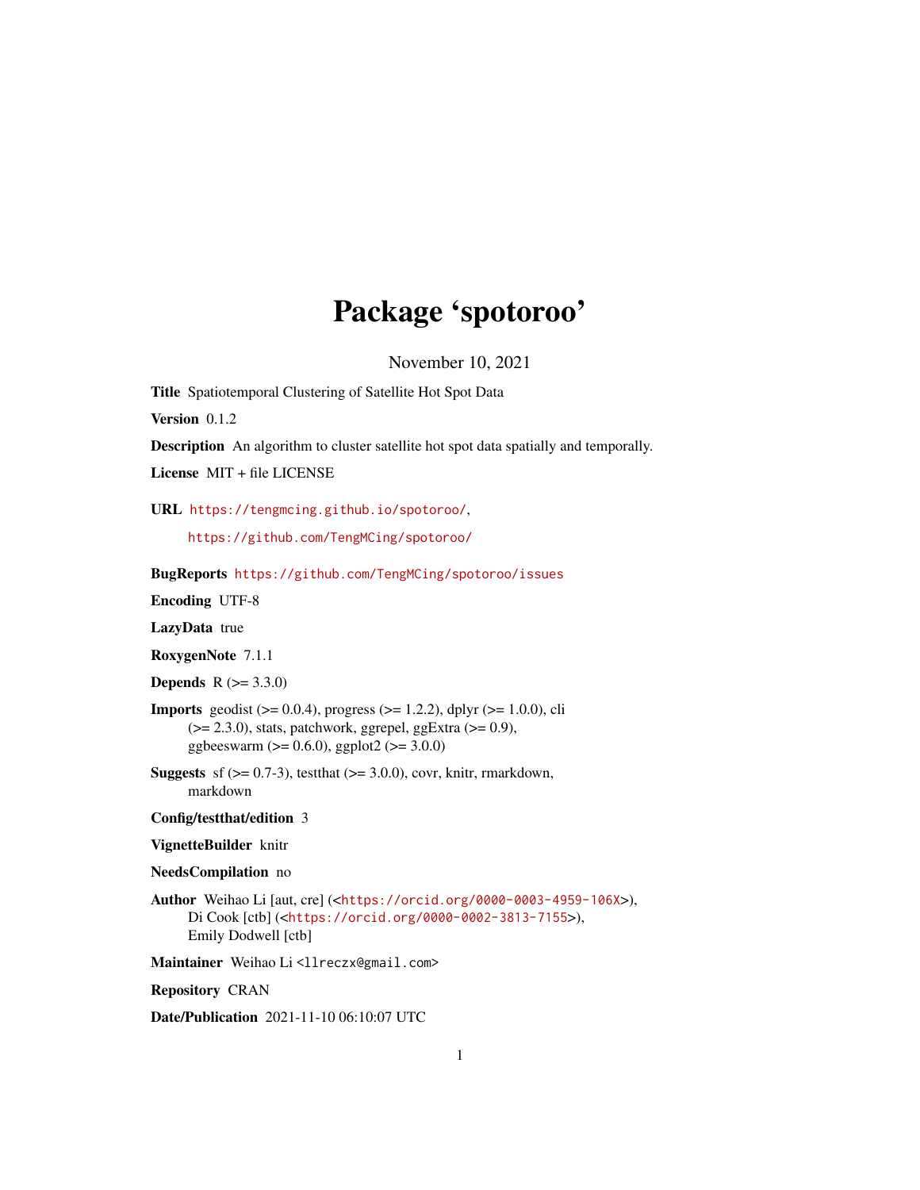# Package 'spotoroo'

November 10, 2021

**Title** Spatiotemporal Clustering of Satellite Hot Spot Data

**Version** 0.1.2

**Description** An algorithm to cluster satellite hot spot data spatially and temporally.

**License** MIT + file LICENSE

**URL** https://tengmcing.github.io/spotoroo/,
https://github.com/TengMCing/spotoroo/

**BugReports** https://github.com/TengMCing/spotoroo/issues

**Encoding** UTF-8

**LazyData** true

**RoxygenNote** 7.1.1

**Depends** R (>= 3.3.0)

**Imports** geodist (>= 0.0.4), progress (>= 1.2.2), dplyr (>= 1.0.0), cli (>= 2.3.0), stats, patchwork, ggrepel, ggExtra (>= 0.9), ggbeeswarm (>= 0.6.0), ggplot2 (>= 3.0.0)

**Suggests** sf (>= 0.7-3), testthat (>= 3.0.0), covr, knitr, rmarkdown, markdown

**Config/testthat/edition** 3

**VignetteBuilder** knitr

**NeedsCompilation** no

**Author** Weihao Li [aut, cre] (<https://orcid.org/0000-0003-4959-106X>), Di Cook [ctb] (<https://orcid.org/0000-0002-3813-7155>), Emily Dodwell [ctb]

**Maintainer** Weihao Li <llreczx@gmail.com>

**Repository** CRAN

**Date/Publication** 2021-11-10 06:10:07 UTC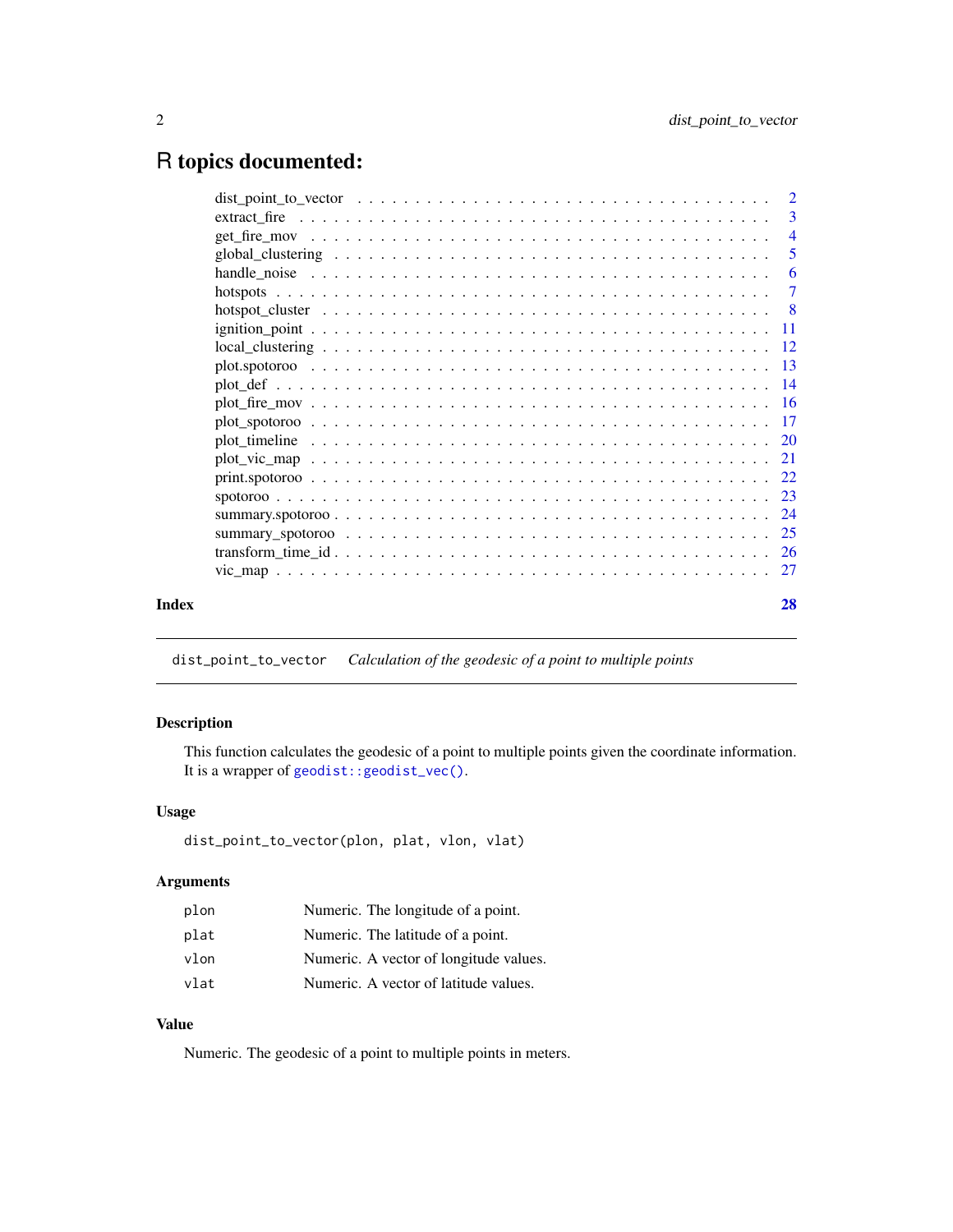# R topics documented:

| | |
|---|---|
| dist_point_to_vector | 2 |
| extract_fire | 3 |
| get_fire_mov | 4 |
| global_clustering | 5 |
| handle_noise | 6 |
| hotspots | 7 |
| hotspot_cluster | 8 |
| ignition_point | 11 |
| local_clustering | 12 |
| plot.spotoroo | 13 |
| plot_def | 14 |
| plot_fire_mov | 16 |
| plot_spotoroo | 17 |
| plot_timeline | 20 |
| plot_vic_map | 21 |
| print.spotoroo | 22 |
| spotoroo | 23 |
| summary.spotoroo | 24 |
| summary_spotoroo | 25 |
| transform_time_id | 26 |
| vic_map | 27 |

**Index** 28

---

`dist_point_to_vector` *Calculation of the geodesic of a point to multiple points*

---

## Description

This function calculates the geodesic of a point to multiple points given the coordinate information. It is a wrapper of `geodist::geodist_vec()`.

## Usage

```
dist_point_to_vector(plon, plat, vlon, vlat)
```

## Arguments

| | |
|---|---|
| `plon` | Numeric. The longitude of a point. |
| `plat` | Numeric. The latitude of a point. |
| `vlon` | Numeric. A vector of longitude values. |
| `vlat` | Numeric. A vector of latitude values. |

## Value

Numeric. The geodesic of a point to multiple points in meters.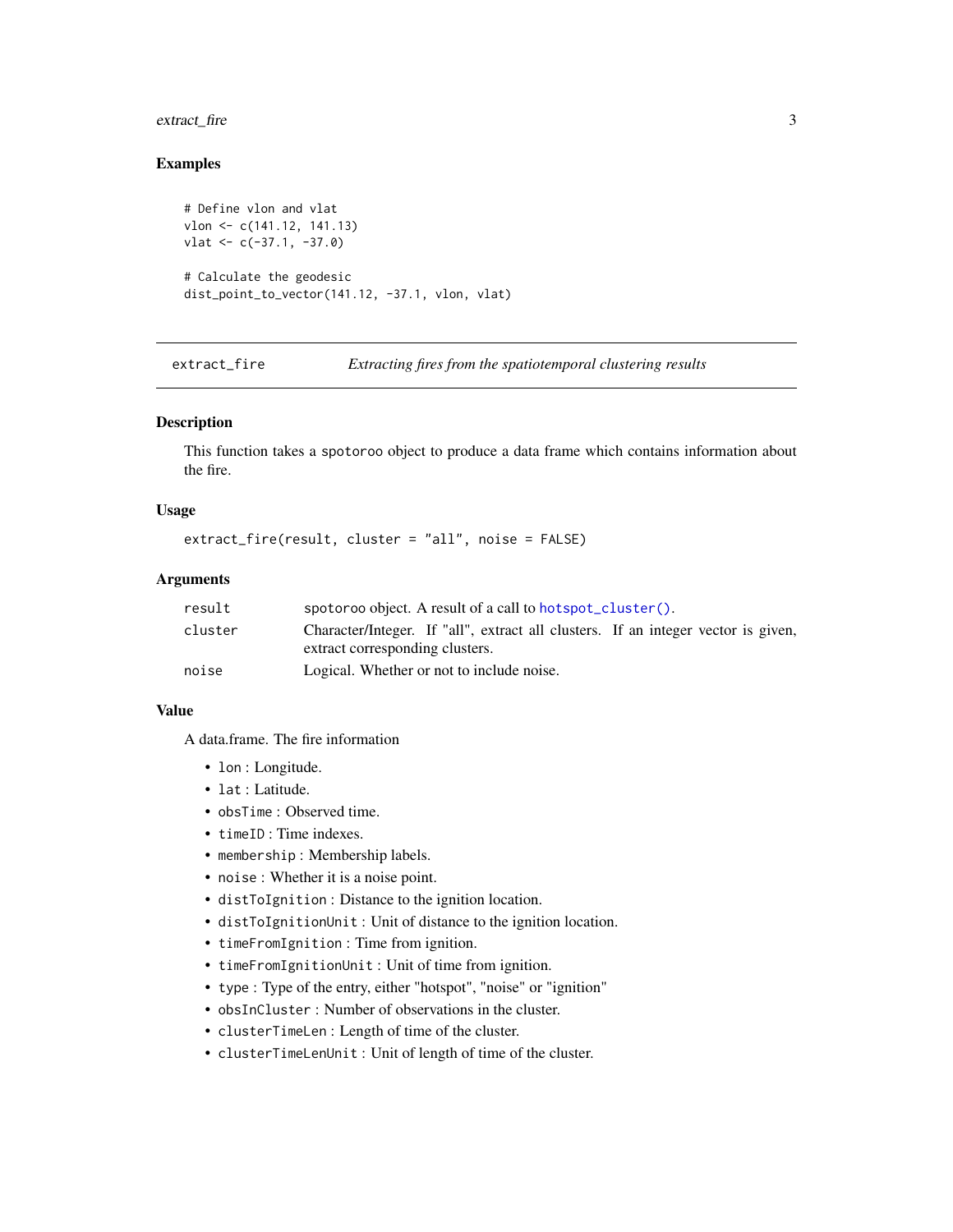## Examples

```
# Define vlon and vlat
vlon <- c(141.12, 141.13)
vlat <- c(-37.1, -37.0)

# Calculate the geodesic
dist_point_to_vector(141.12, -37.1, vlon, vlat)
```

---

## extract_fire — *Extracting fires from the spatiotemporal clustering results*

### Description

This function takes a `spotoroo` object to produce a data frame which contains information about the fire.

### Usage

```
extract_fire(result, cluster = "all", noise = FALSE)
```

### Arguments

| | |
|---|---|
| `result` | `spotoroo` object. A result of a call to `hotspot_cluster()`. |
| `cluster` | Character/Integer. If "all", extract all clusters. If an integer vector is given, extract corresponding clusters. |
| `noise` | Logical. Whether or not to include noise. |

### Value

A data.frame. The fire information

- `lon` : Longitude.
- `lat` : Latitude.
- `obsTime` : Observed time.
- `timeID` : Time indexes.
- `membership` : Membership labels.
- `noise` : Whether it is a noise point.
- `distToIgnition` : Distance to the ignition location.
- `distToIgnitionUnit` : Unit of distance to the ignition location.
- `timeFromIgnition` : Time from ignition.
- `timeFromIgnitionUnit` : Unit of time from ignition.
- `type` : Type of the entry, either "hotspot", "noise" or "ignition"
- `obsInCluster` : Number of observations in the cluster.
- `clusterTimeLen` : Length of time of the cluster.
- `clusterTimeLenUnit` : Unit of length of time of the cluster.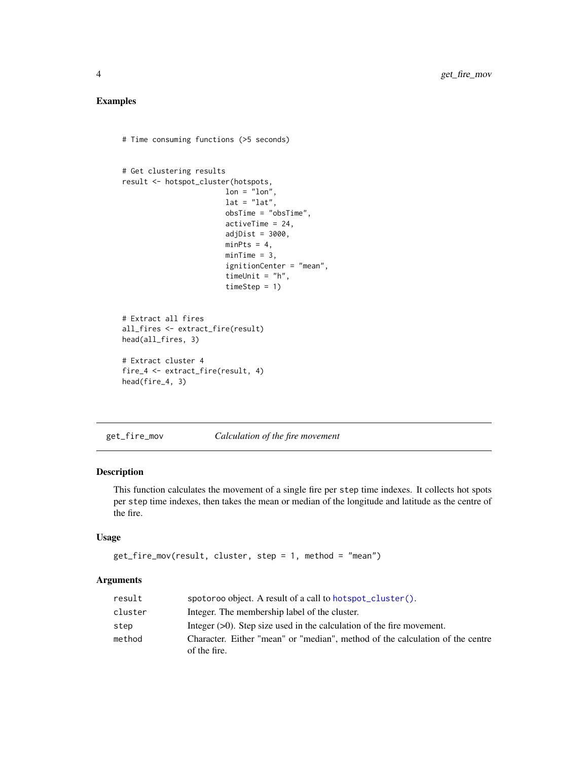## Examples

```
# Time consuming functions (>5 seconds)


# Get clustering results
result <- hotspot_cluster(hotspots,
                          lon = "lon",
                          lat = "lat",
                          obsTime = "obsTime",
                          activeTime = 24,
                          adjDist = 3000,
                          minPts = 4,
                          minTime = 3,
                          ignitionCenter = "mean",
                          timeUnit = "h",
                          timeStep = 1)


# Extract all fires
all_fires <- extract_fire(result)
head(all_fires, 3)

# Extract cluster 4
fire_4 <- extract_fire(result, 4)
head(fire_4, 3)
```

---

`get_fire_mov` *Calculation of the fire movement*

---

## Description

This function calculates the movement of a single fire per `step` time indexes. It collects hot spots per `step` time indexes, then takes the mean or median of the longitude and latitude as the centre of the fire.

## Usage

```
get_fire_mov(result, cluster, step = 1, method = "mean")
```

## Arguments

| | |
|---|---|
| `result` | `spotoroo` object. A result of a call to `hotspot_cluster()`. |
| `cluster` | Integer. The membership label of the cluster. |
| `step` | Integer (>0). Step size used in the calculation of the fire movement. |
| `method` | Character. Either "mean" or "median", method of the calculation of the centre of the fire. |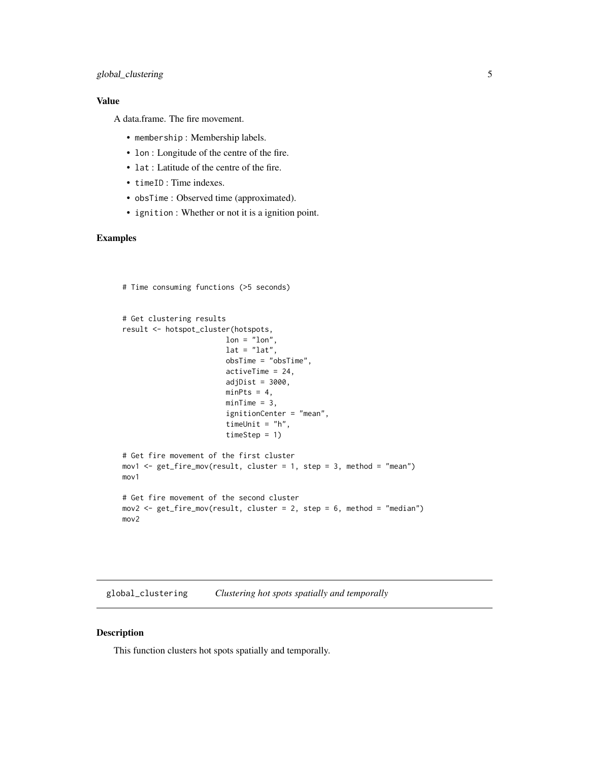### Value

A data.frame. The fire movement.

- `membership` : Membership labels.
- `lon` : Longitude of the centre of the fire.
- `lat` : Latitude of the centre of the fire.
- `timeID` : Time indexes.
- `obsTime` : Observed time (approximated).
- `ignition` : Whether or not it is a ignition point.

### Examples

```
# Time consuming functions (>5 seconds)


# Get clustering results
result <- hotspot_cluster(hotspots,
                        lon = "lon",
                        lat = "lat",
                        obsTime = "obsTime",
                        activeTime = 24,
                        adjDist = 3000,
                        minPts = 4,
                        minTime = 3,
                        ignitionCenter = "mean",
                        timeUnit = "h",
                        timeStep = 1)

# Get fire movement of the first cluster
mov1 <- get_fire_mov(result, cluster = 1, step = 3, method = "mean")
mov1

# Get fire movement of the second cluster
mov2 <- get_fire_mov(result, cluster = 2, step = 6, method = "median")
mov2
```

## global_clustering *Clustering hot spots spatially and temporally*

### Description

This function clusters hot spots spatially and temporally.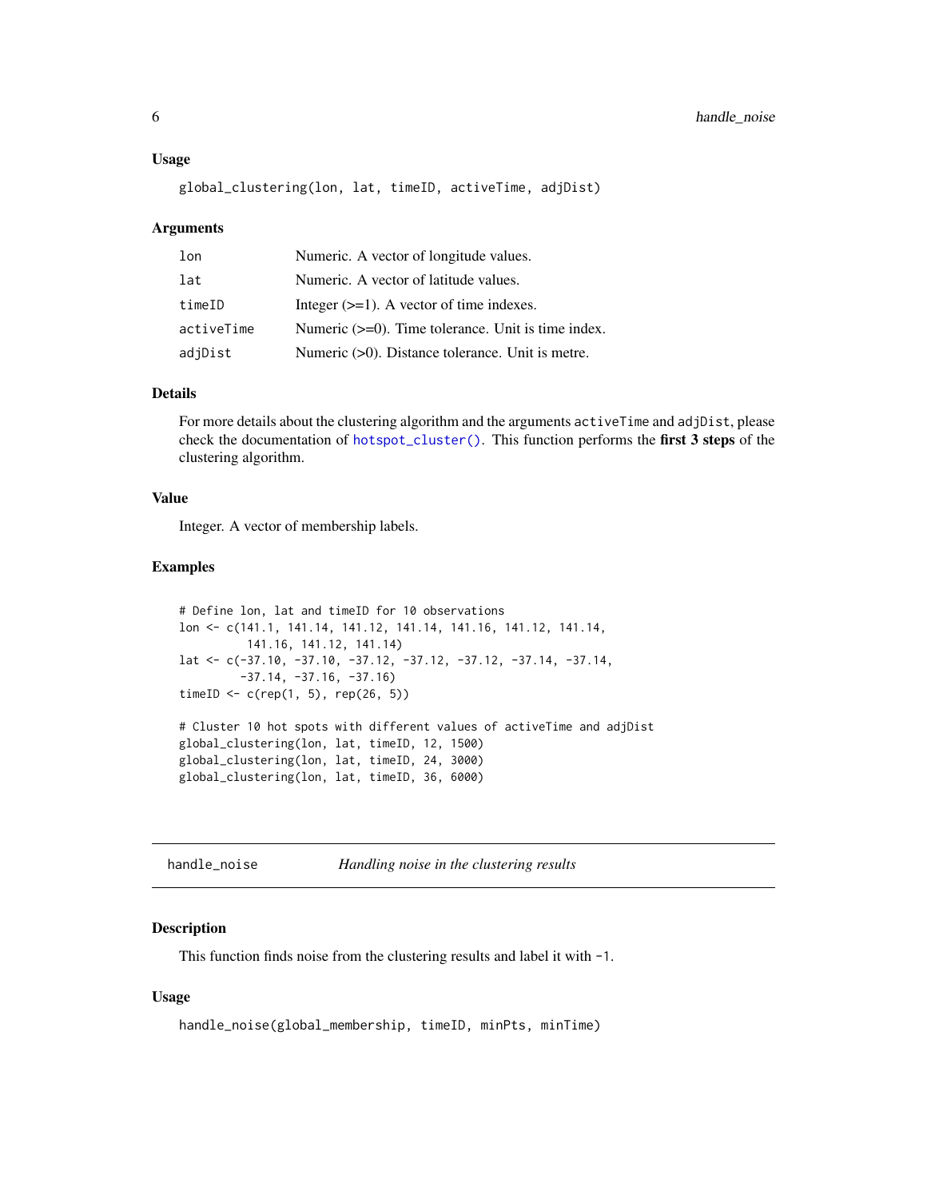### Usage

```
global_clustering(lon, lat, timeID, activeTime, adjDist)
```

### Arguments

| | |
|---|---|
| lon | Numeric. A vector of longitude values. |
| lat | Numeric. A vector of latitude values. |
| timeID | Integer (>=1). A vector of time indexes. |
| activeTime | Numeric (>=0). Time tolerance. Unit is time index. |
| adjDist | Numeric (>0). Distance tolerance. Unit is metre. |

### Details

For more details about the clustering algorithm and the arguments `activeTime` and `adjDist`, please check the documentation of `hotspot_cluster()`. This function performs the **first 3 steps** of the clustering algorithm.

### Value

Integer. A vector of membership labels.

### Examples

```
# Define lon, lat and timeID for 10 observations
lon <- c(141.1, 141.14, 141.12, 141.14, 141.16, 141.12, 141.14,
          141.16, 141.12, 141.14)
lat <- c(-37.10, -37.10, -37.12, -37.12, -37.12, -37.14, -37.14,
         -37.14, -37.16, -37.16)
timeID <- c(rep(1, 5), rep(26, 5))

# Cluster 10 hot spots with different values of activeTime and adjDist
global_clustering(lon, lat, timeID, 12, 1500)
global_clustering(lon, lat, timeID, 24, 3000)
global_clustering(lon, lat, timeID, 36, 6000)
```

---

## handle_noise — *Handling noise in the clustering results*

### Description

This function finds noise from the clustering results and label it with `-1`.

### Usage

```
handle_noise(global_membership, timeID, minPts, minTime)
```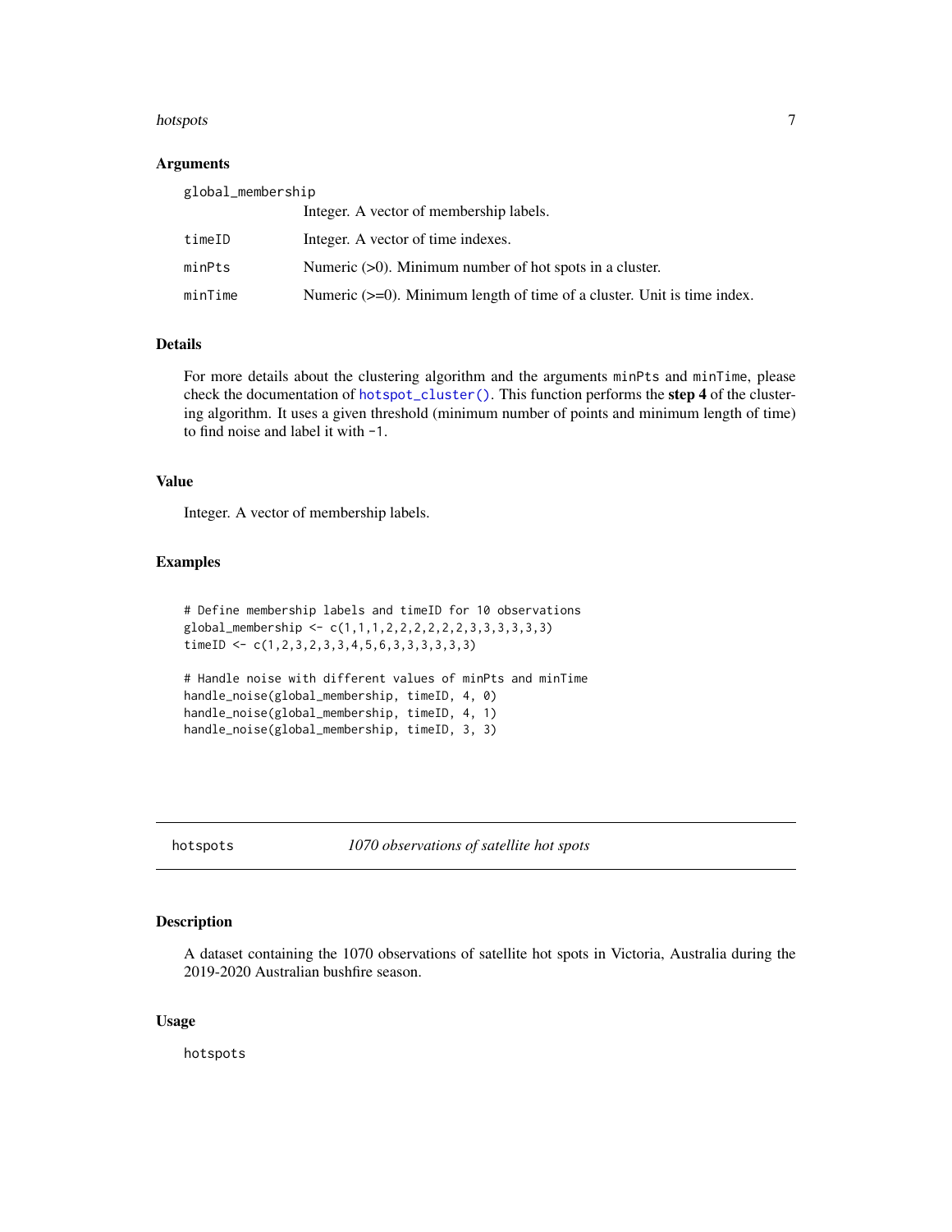### Arguments

| | |
|---|---|
| global_membership | Integer. A vector of membership labels. |
| timeID | Integer. A vector of time indexes. |
| minPts | Numeric (>0). Minimum number of hot spots in a cluster. |
| minTime | Numeric (>=0). Minimum length of time of a cluster. Unit is time index. |

### Details

For more details about the clustering algorithm and the arguments `minPts` and `minTime`, please check the documentation of `hotspot_cluster()`. This function performs the **step 4** of the clustering algorithm. It uses a given threshold (minimum number of points and minimum length of time) to find noise and label it with `-1`.

### Value

Integer. A vector of membership labels.

### Examples

```
# Define membership labels and timeID for 10 observations
global_membership <- c(1,1,1,2,2,2,2,2,2,3,3,3,3,3,3)
timeID <- c(1,2,3,2,3,3,4,5,6,3,3,3,3,3,3)

# Handle noise with different values of minPts and minTime
handle_noise(global_membership, timeID, 4, 0)
handle_noise(global_membership, timeID, 4, 1)
handle_noise(global_membership, timeID, 3, 3)
```

---

## hotspots — *1070 observations of satellite hot spots*

### Description

A dataset containing the 1070 observations of satellite hot spots in Victoria, Australia during the 2019-2020 Australian bushfire season.

### Usage

```
hotspots
```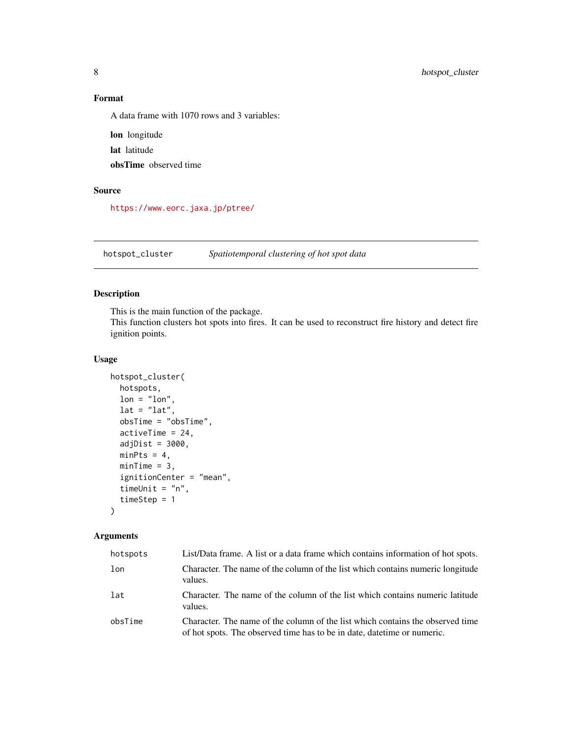## Format

A data frame with 1070 rows and 3 variables:

**lon** longitude

**lat** latitude

**obsTime** observed time

## Source

https://www.eorc.jaxa.jp/ptree/

---

## hotspot_cluster — *Spatiotemporal clustering of hot spot data*

---

### Description

This is the main function of the package.
This function clusters hot spots into fires. It can be used to reconstruct fire history and detect fire ignition points.

### Usage

```
hotspot_cluster(
  hotspots,
  lon = "lon",
  lat = "lat",
  obsTime = "obsTime",
  activeTime = 24,
  adjDist = 3000,
  minPts = 4,
  minTime = 3,
  ignitionCenter = "mean",
  timeUnit = "n",
  timeStep = 1
)
```

### Arguments

| | |
|---|---|
| `hotspots` | List/Data frame. A list or a data frame which contains information of hot spots. |
| `lon` | Character. The name of the column of the list which contains numeric longitude values. |
| `lat` | Character. The name of the column of the list which contains numeric latitude values. |
| `obsTime` | Character. The name of the column of the list which contains the observed time of hot spots. The observed time has to be in date, datetime or numeric. |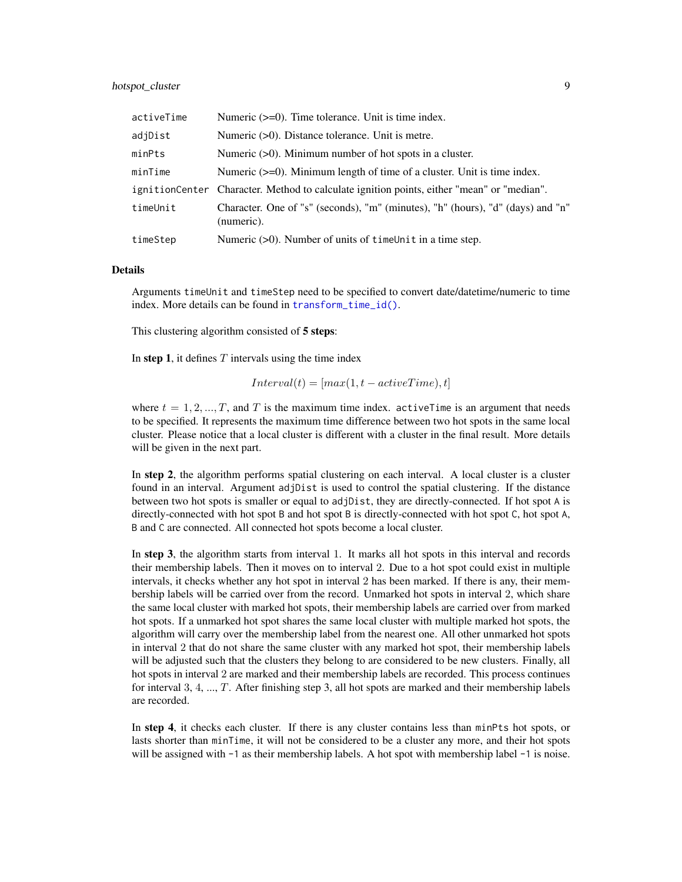| | |
|---|---|
| `activeTime` | Numeric (>=0). Time tolerance. Unit is time index. |
| `adjDist` | Numeric (>0). Distance tolerance. Unit is metre. |
| `minPts` | Numeric (>0). Minimum number of hot spots in a cluster. |
| `minTime` | Numeric (>=0). Minimum length of time of a cluster. Unit is time index. |
| `ignitionCenter` | Character. Method to calculate ignition points, either "mean" or "median". |
| `timeUnit` | Character. One of "s" (seconds), "m" (minutes), "h" (hours), "d" (days) and "n" (numeric). |
| `timeStep` | Numeric (>0). Number of units of `timeUnit` in a time step. |

## Details

Arguments `timeUnit` and `timeStep` need to be specified to convert date/datetime/numeric to time index. More details can be found in `transform_time_id()`.

This clustering algorithm consisted of **5 steps**:

In **step 1**, it defines $T$ intervals using the time index

$$Interval(t) = [max(1, t - activeTime), t]$$

where $t = 1, 2, ..., T$, and $T$ is the maximum time index. `activeTime` is an argument that needs to be specified. It represents the maximum time difference between two hot spots in the same local cluster. Please notice that a local cluster is different with a cluster in the final result. More details will be given in the next part.

In **step 2**, the algorithm performs spatial clustering on each interval. A local cluster is a cluster found in an interval. Argument `adjDist` is used to control the spatial clustering. If the distance between two hot spots is smaller or equal to `adjDist`, they are directly-connected. If hot spot `A` is directly-connected with hot spot `B` and hot spot `B` is directly-connected with hot spot `C`, hot spot `A`, `B` and `C` are connected. All connected hot spots become a local cluster.

In **step 3**, the algorithm starts from interval 1. It marks all hot spots in this interval and records their membership labels. Then it moves on to interval 2. Due to a hot spot could exist in multiple intervals, it checks whether any hot spot in interval 2 has been marked. If there is any, their membership labels will be carried over from the record. Unmarked hot spots in interval 2, which share the same local cluster with marked hot spots, their membership labels are carried over from marked hot spots. If a unmarked hot spot shares the same local cluster with multiple marked hot spots, the algorithm will carry over the membership label from the nearest one. All other unmarked hot spots in interval 2 that do not share the same cluster with any marked hot spot, their membership labels will be adjusted such that the clusters they belong to are considered to be new clusters. Finally, all hot spots in interval 2 are marked and their membership labels are recorded. This process continues for interval 3, 4, ..., $T$. After finishing step 3, all hot spots are marked and their membership labels are recorded.

In **step 4**, it checks each cluster. If there is any cluster contains less than `minPts` hot spots, or lasts shorter than `minTime`, it will not be considered to be a cluster any more, and their hot spots will be assigned with `-1` as their membership labels. A hot spot with membership label `-1` is noise.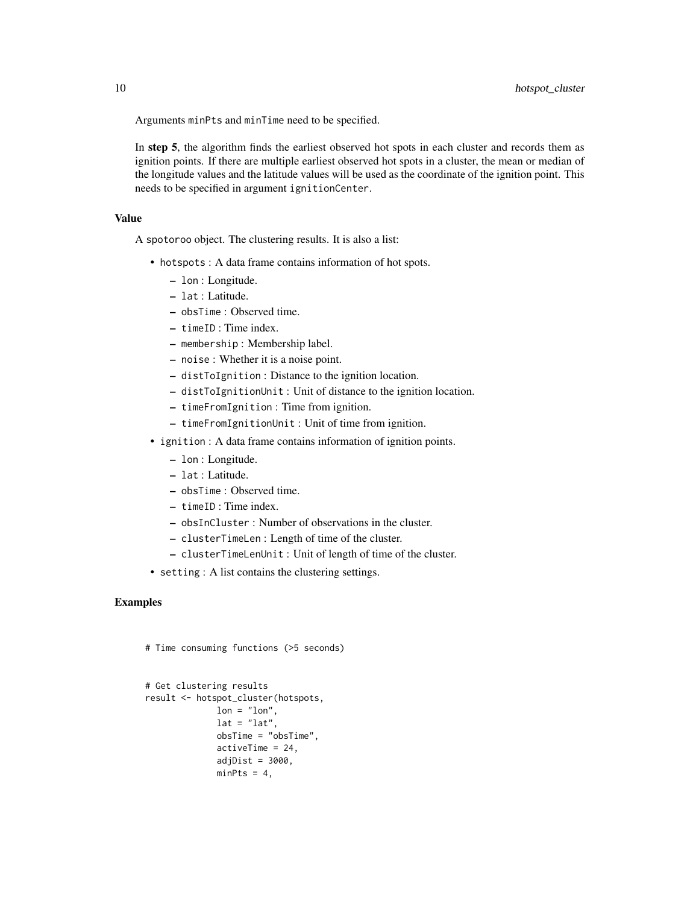Arguments `minPts` and `minTime` need to be specified.

In **step 5**, the algorithm finds the earliest observed hot spots in each cluster and records them as ignition points. If there are multiple earliest observed hot spots in a cluster, the mean or median of the longitude values and the latitude values will be used as the coordinate of the ignition point. This needs to be specified in argument `ignitionCenter`.

### Value

A `spotoroo` object. The clustering results. It is also a list:

- `hotspots` : A data frame contains information of hot spots.
  - `lon` : Longitude.
  - `lat` : Latitude.
  - `obsTime` : Observed time.
  - `timeID` : Time index.
  - `membership` : Membership label.
  - `noise` : Whether it is a noise point.
  - `distToIgnition` : Distance to the ignition location.
  - `distToIgnitionUnit` : Unit of distance to the ignition location.
  - `timeFromIgnition` : Time from ignition.
  - `timeFromIgnitionUnit` : Unit of time from ignition.
- `ignition` : A data frame contains information of ignition points.
  - `lon` : Longitude.
  - `lat` : Latitude.
  - `obsTime` : Observed time.
  - `timeID` : Time index.
  - `obsInCluster` : Number of observations in the cluster.
  - `clusterTimeLen` : Length of time of the cluster.
  - `clusterTimeLenUnit` : Unit of length of time of the cluster.
- `setting` : A list contains the clustering settings.

### Examples

```
# Time consuming functions (>5 seconds)


# Get clustering results
result <- hotspot_cluster(hotspots,
              lon = "lon",
              lat = "lat",
              obsTime = "obsTime",
              activeTime = 24,
              adjDist = 3000,
              minPts = 4,
```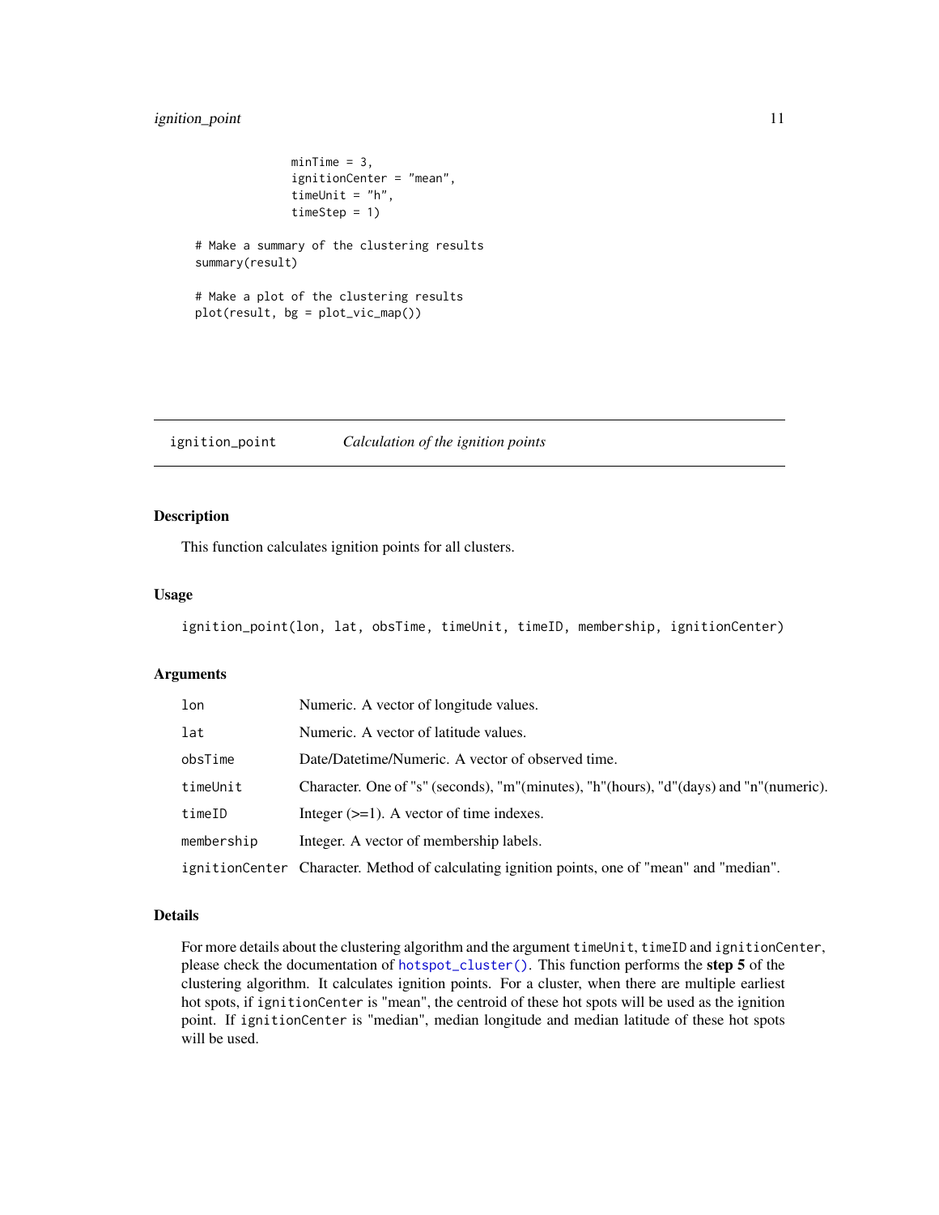```
              minTime = 3,
              ignitionCenter = "mean",
              timeUnit = "h",
              timeStep = 1)

# Make a summary of the clustering results
summary(result)

# Make a plot of the clustering results
plot(result, bg = plot_vic_map())
```

---

## ignition_point — *Calculation of the ignition points*

---

### Description

This function calculates ignition points for all clusters.

### Usage

```
ignition_point(lon, lat, obsTime, timeUnit, timeID, membership, ignitionCenter)
```

### Arguments

| | |
|---|---|
| `lon` | Numeric. A vector of longitude values. |
| `lat` | Numeric. A vector of latitude values. |
| `obsTime` | Date/Datetime/Numeric. A vector of observed time. |
| `timeUnit` | Character. One of "s" (seconds), "m"(minutes), "h"(hours), "d"(days) and "n"(numeric). |
| `timeID` | Integer (>=1). A vector of time indexes. |
| `membership` | Integer. A vector of membership labels. |
| `ignitionCenter` | Character. Method of calculating ignition points, one of "mean" and "median". |

### Details

For more details about the clustering algorithm and the argument `timeUnit`, `timeID` and `ignitionCenter`, please check the documentation of `hotspot_cluster()`. This function performs the **step 5** of the clustering algorithm. It calculates ignition points. For a cluster, when there are multiple earliest hot spots, if `ignitionCenter` is "mean", the centroid of these hot spots will be used as the ignition point. If `ignitionCenter` is "median", median longitude and median latitude of these hot spots will be used.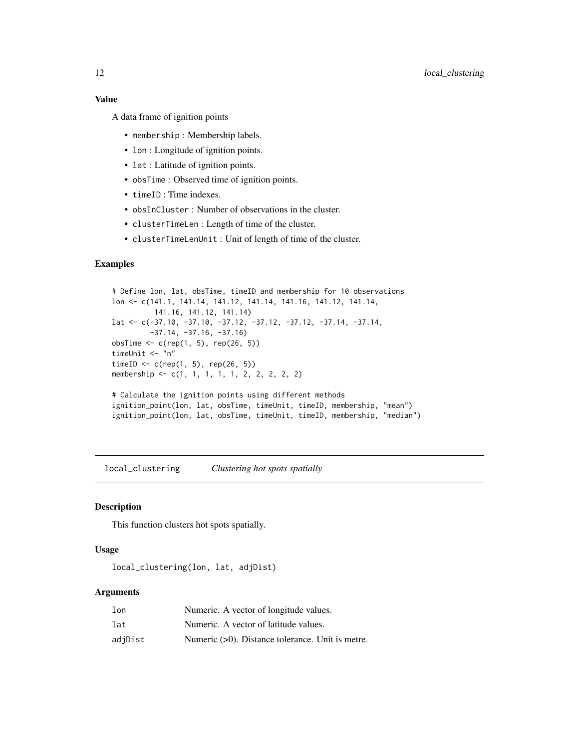### Value

A data frame of ignition points

- `membership` : Membership labels.
- `lon` : Longitude of ignition points.
- `lat` : Latitude of ignition points.
- `obsTime` : Observed time of ignition points.
- `timeID` : Time indexes.
- `obsInCluster` : Number of observations in the cluster.
- `clusterTimeLen` : Length of time of the cluster.
- `clusterTimeLenUnit` : Unit of length of time of the cluster.

### Examples

```
# Define lon, lat, obsTime, timeID and membership for 10 observations
lon <- c(141.1, 141.14, 141.12, 141.14, 141.16, 141.12, 141.14,
          141.16, 141.12, 141.14)
lat <- c(-37.10, -37.10, -37.12, -37.12, -37.12, -37.14, -37.14,
         -37.14, -37.16, -37.16)
obsTime <- c(rep(1, 5), rep(26, 5))
timeUnit <- "n"
timeID <- c(rep(1, 5), rep(26, 5))
membership <- c(1, 1, 1, 1, 1, 2, 2, 2, 2, 2)

# Calculate the ignition points using different methods
ignition_point(lon, lat, obsTime, timeUnit, timeID, membership, "mean")
ignition_point(lon, lat, obsTime, timeUnit, timeID, membership, "median")
```

---

## local_clustering    *Clustering hot spots spatially*

### Description

This function clusters hot spots spatially.

### Usage

```
local_clustering(lon, lat, adjDist)
```

### Arguments

| | |
|---|---|
| lon | Numeric. A vector of longitude values. |
| lat | Numeric. A vector of latitude values. |
| adjDist | Numeric (>0). Distance tolerance. Unit is metre. |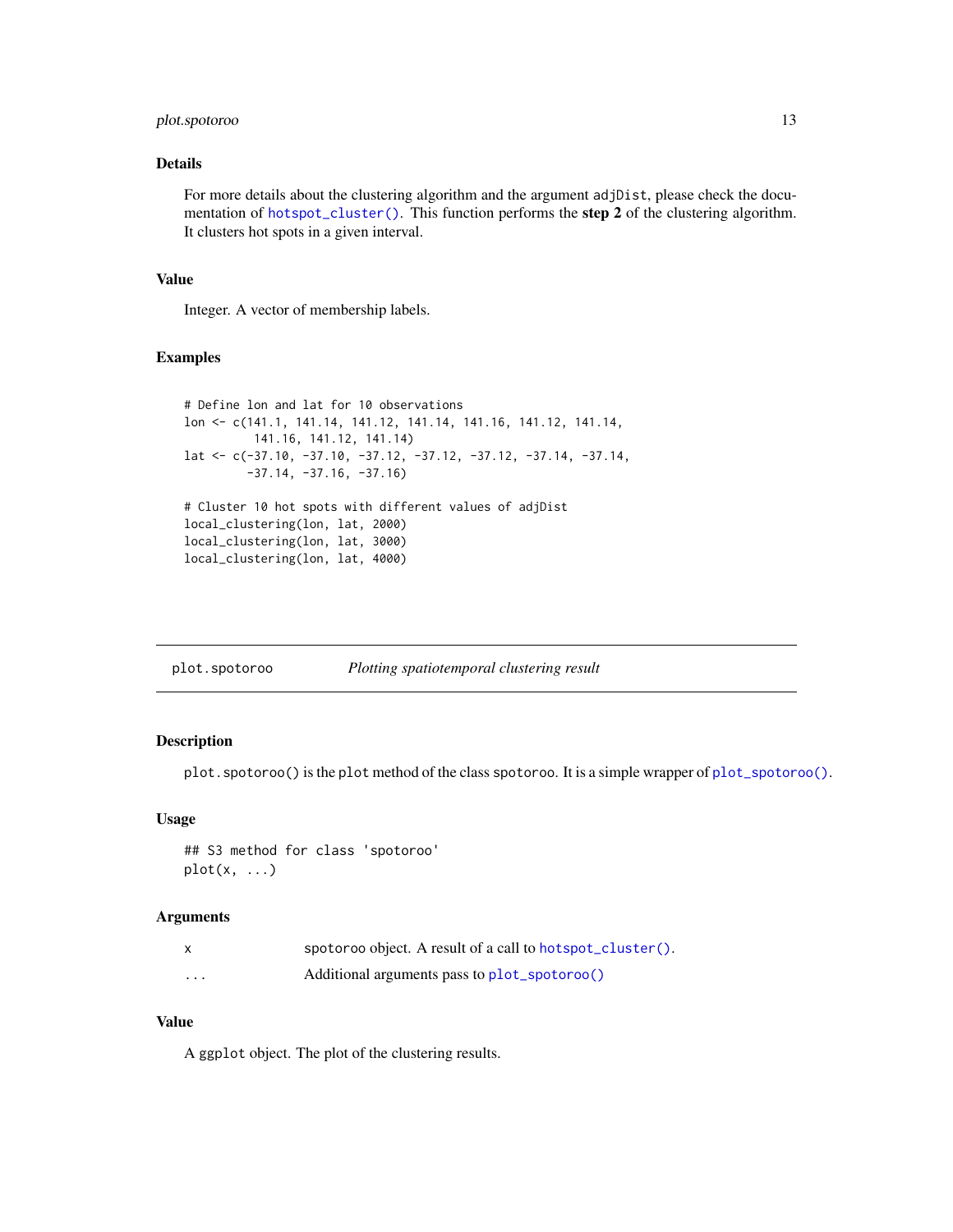### Details

For more details about the clustering algorithm and the argument `adjDist`, please check the documentation of `hotspot_cluster()`. This function performs the **step 2** of the clustering algorithm. It clusters hot spots in a given interval.

### Value

Integer. A vector of membership labels.

### Examples

```
# Define lon and lat for 10 observations
lon <- c(141.1, 141.14, 141.12, 141.14, 141.16, 141.12, 141.14,
          141.16, 141.12, 141.14)
lat <- c(-37.10, -37.10, -37.12, -37.12, -37.12, -37.14, -37.14,
         -37.14, -37.16, -37.16)

# Cluster 10 hot spots with different values of adjDist
local_clustering(lon, lat, 2000)
local_clustering(lon, lat, 3000)
local_clustering(lon, lat, 4000)
```

---

## plot.spotoroo — *Plotting spatiotemporal clustering result*

---

### Description

`plot.spotoroo()` is the `plot` method of the class `spotoroo`. It is a simple wrapper of `plot_spotoroo()`.

### Usage

```
## S3 method for class 'spotoroo'
plot(x, ...)
```

### Arguments

| | |
|---|---|
| `x` | `spotoroo` object. A result of a call to `hotspot_cluster()`. |
| `...` | Additional arguments pass to `plot_spotoroo()` |

### Value

A `ggplot` object. The plot of the clustering results.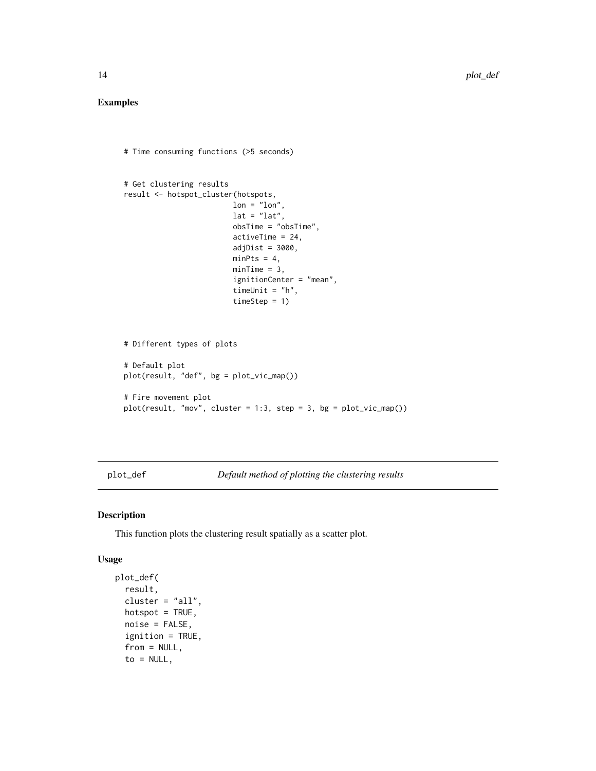## Examples

```
# Time consuming functions (>5 seconds)


# Get clustering results
result <- hotspot_cluster(hotspots,
                          lon = "lon",
                          lat = "lat",
                          obsTime = "obsTime",
                          activeTime = 24,
                          adjDist = 3000,
                          minPts = 4,
                          minTime = 3,
                          ignitionCenter = "mean",
                          timeUnit = "h",
                          timeStep = 1)



# Different types of plots

# Default plot
plot(result, "def", bg = plot_vic_map())

# Fire movement plot
plot(result, "mov", cluster = 1:3, step = 3, bg = plot_vic_map())
```

---

plot_def &nbsp;&nbsp;&nbsp;&nbsp;&nbsp;&nbsp;&nbsp;&nbsp; *Default method of plotting the clustering results*

---

### Description

This function plots the clustering result spatially as a scatter plot.

### Usage

```
plot_def(
  result,
  cluster = "all",
  hotspot = TRUE,
  noise = FALSE,
  ignition = TRUE,
  from = NULL,
  to = NULL,
```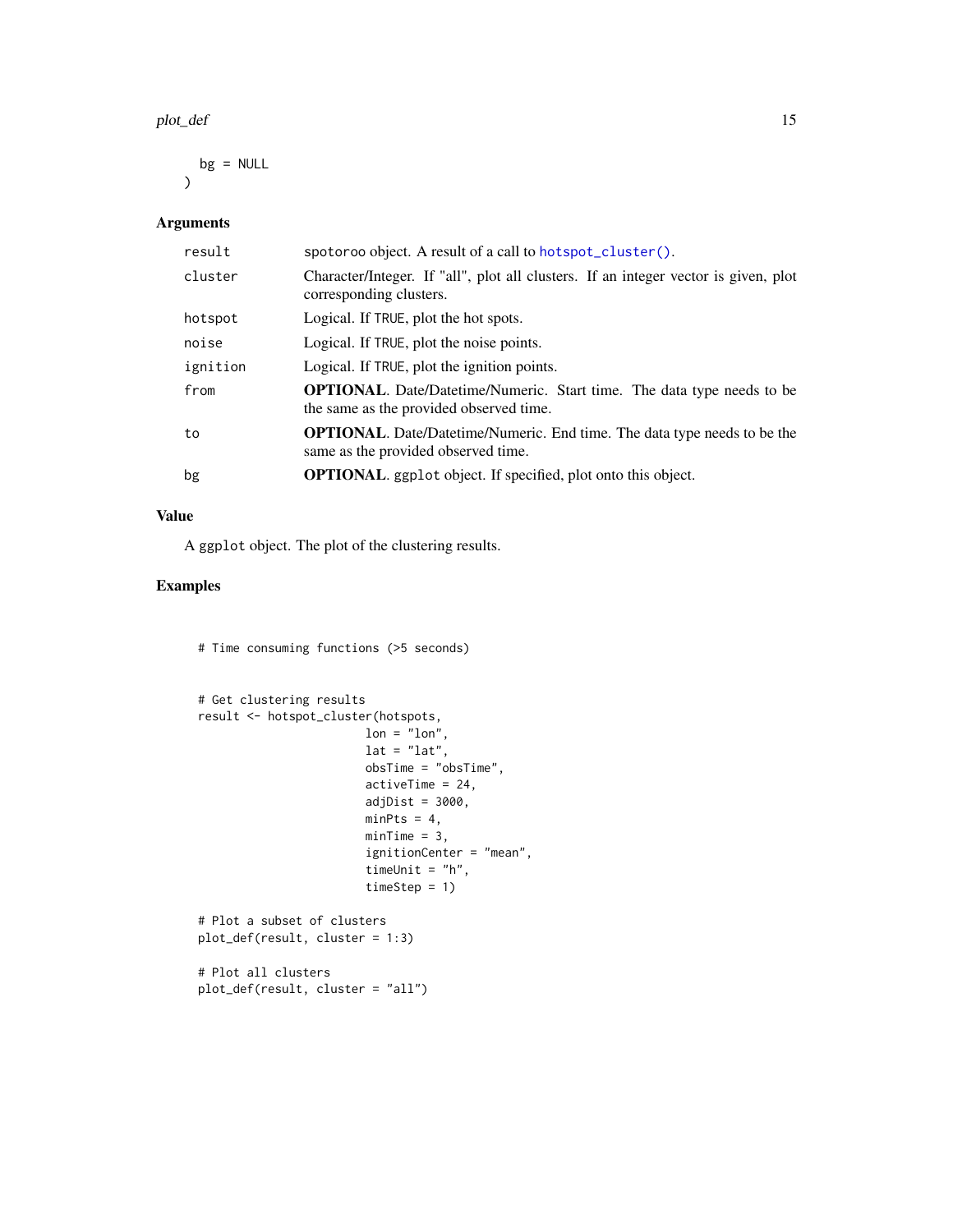```
  bg = NULL
)
```

## Arguments

| | |
|---|---|
| result | spotoroo object. A result of a call to `hotspot_cluster()`. |
| cluster | Character/Integer. If "all", plot all clusters. If an integer vector is given, plot corresponding clusters. |
| hotspot | Logical. If TRUE, plot the hot spots. |
| noise | Logical. If TRUE, plot the noise points. |
| ignition | Logical. If TRUE, plot the ignition points. |
| from | **OPTIONAL**. Date/Datetime/Numeric. Start time. The data type needs to be the same as the provided observed time. |
| to | **OPTIONAL**. Date/Datetime/Numeric. End time. The data type needs to be the same as the provided observed time. |
| bg | **OPTIONAL**. ggplot object. If specified, plot onto this object. |

## Value

A ggplot object. The plot of the clustering results.

## Examples

```
# Time consuming functions (>5 seconds)


# Get clustering results
result <- hotspot_cluster(hotspots,
                          lon = "lon",
                          lat = "lat",
                          obsTime = "obsTime",
                          activeTime = 24,
                          adjDist = 3000,
                          minPts = 4,
                          minTime = 3,
                          ignitionCenter = "mean",
                          timeUnit = "h",
                          timeStep = 1)

# Plot a subset of clusters
plot_def(result, cluster = 1:3)

# Plot all clusters
plot_def(result, cluster = "all")
```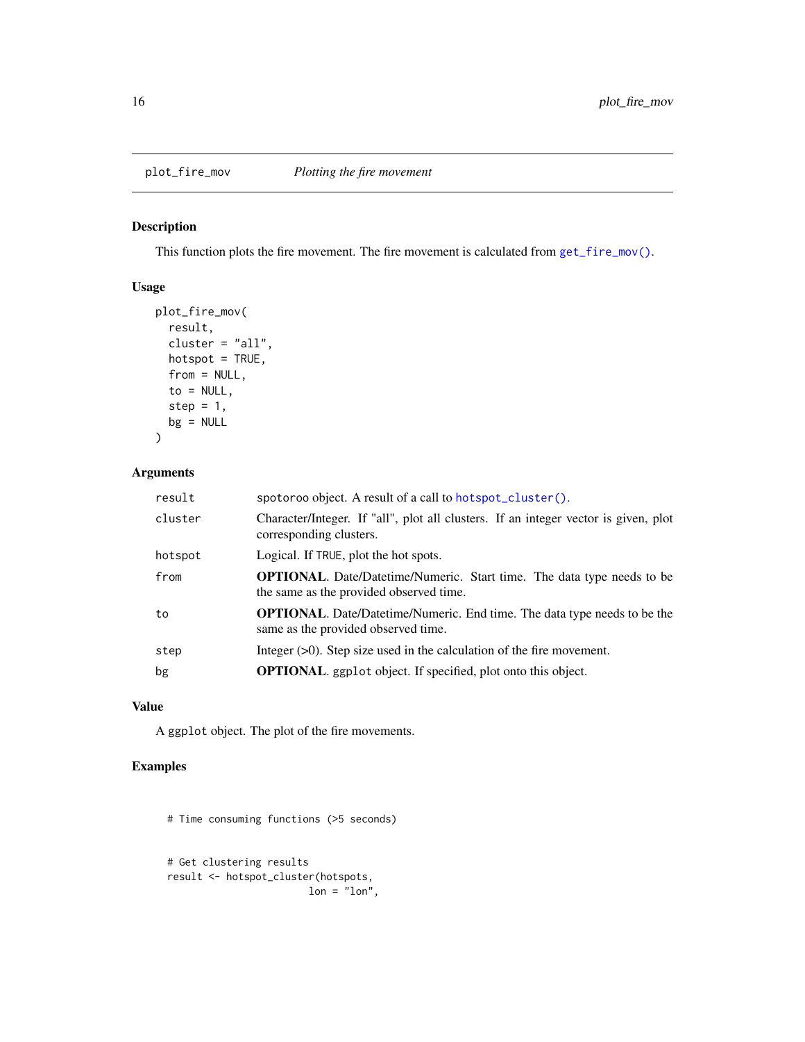## plot_fire_mov — *Plotting the fire movement*

### Description

This function plots the fire movement. The fire movement is calculated from `get_fire_mov()`.

### Usage

```
plot_fire_mov(
  result,
  cluster = "all",
  hotspot = TRUE,
  from = NULL,
  to = NULL,
  step = 1,
  bg = NULL
)
```

### Arguments

| Argument | Description |
|---|---|
| `result` | spotoroo object. A result of a call to `hotspot_cluster()`. |
| `cluster` | Character/Integer. If "all", plot all clusters. If an integer vector is given, plot corresponding clusters. |
| `hotspot` | Logical. If `TRUE`, plot the hot spots. |
| `from` | **OPTIONAL**. Date/Datetime/Numeric. Start time. The data type needs to be the same as the provided observed time. |
| `to` | **OPTIONAL**. Date/Datetime/Numeric. End time. The data type needs to be the same as the provided observed time. |
| `step` | Integer (>0). Step size used in the calculation of the fire movement. |
| `bg` | **OPTIONAL**. `ggplot` object. If specified, plot onto this object. |

### Value

A `ggplot` object. The plot of the fire movements.

### Examples

```
  # Time consuming functions (>5 seconds)


  # Get clustering results
  result <- hotspot_cluster(hotspots,
                          lon = "lon",
```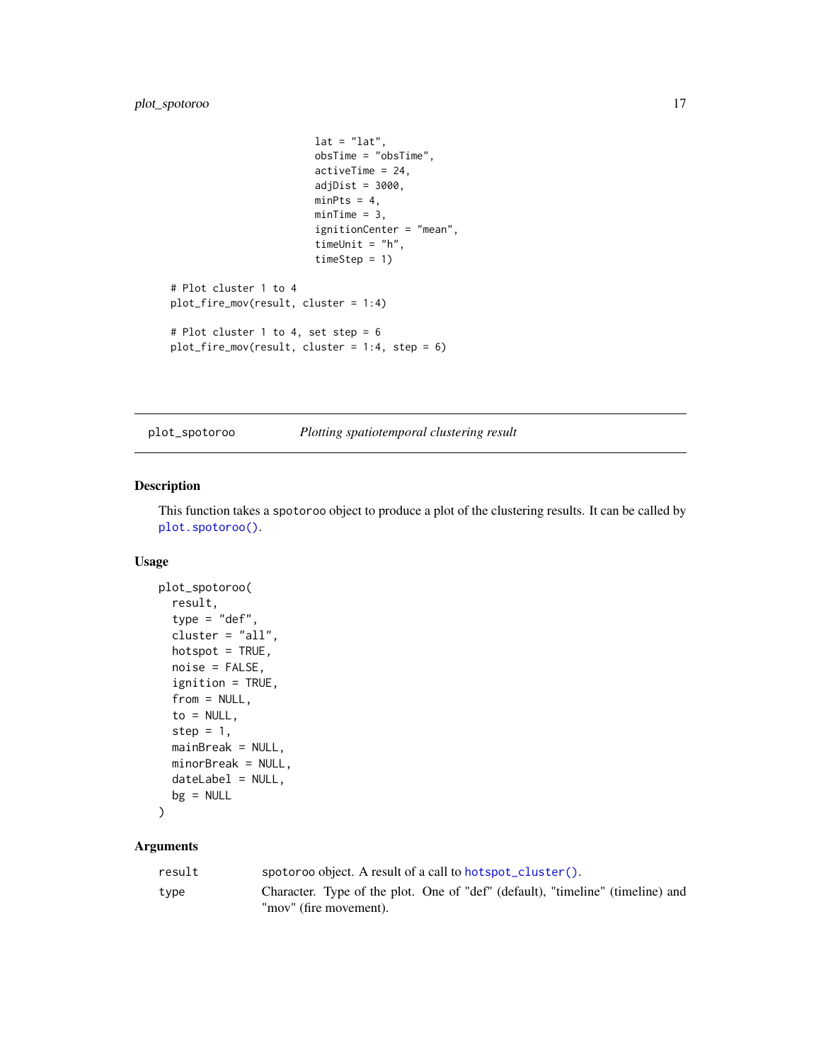```
                          lat = "lat",
                          obsTime = "obsTime",
                          activeTime = 24,
                          adjDist = 3000,
                          minPts = 4,
                          minTime = 3,
                          ignitionCenter = "mean",
                          timeUnit = "h",
                          timeStep = 1)

# Plot cluster 1 to 4
plot_fire_mov(result, cluster = 1:4)

# Plot cluster 1 to 4, set step = 6
plot_fire_mov(result, cluster = 1:4, step = 6)
```

---

## plot_spotoroo — *Plotting spatiotemporal clustering result*

### Description

This function takes a spotoroo object to produce a plot of the clustering results. It can be called by `plot.spotoroo()`.

### Usage

```
plot_spotoroo(
  result,
  type = "def",
  cluster = "all",
  hotspot = TRUE,
  noise = FALSE,
  ignition = TRUE,
  from = NULL,
  to = NULL,
  step = 1,
  mainBreak = NULL,
  minorBreak = NULL,
  dateLabel = NULL,
  bg = NULL
)
```

### Arguments

| | |
|---|---|
| result | spotoroo object. A result of a call to `hotspot_cluster()`. |
| type | Character. Type of the plot. One of "def" (default), "timeline" (timeline) and "mov" (fire movement). |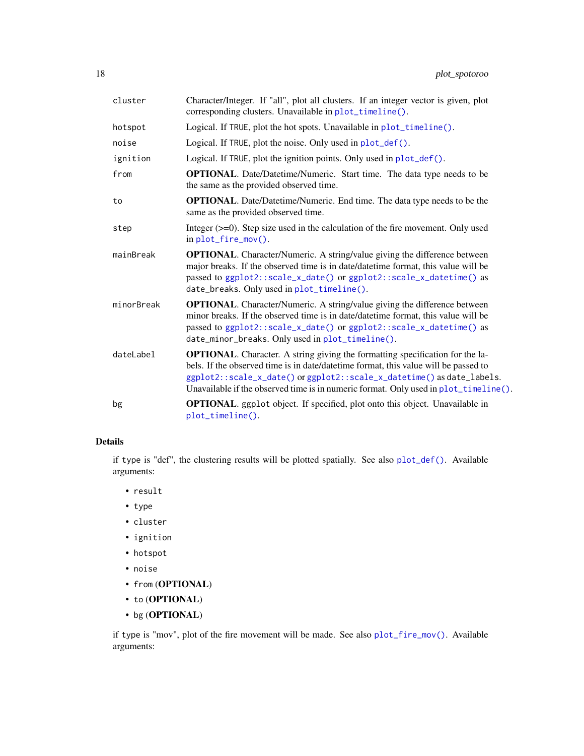| | |
|---|---|
| `cluster` | Character/Integer. If "all", plot all clusters. If an integer vector is given, plot corresponding clusters. Unavailable in `plot_timeline()`. |
| `hotspot` | Logical. If `TRUE`, plot the hot spots. Unavailable in `plot_timeline()`. |
| `noise` | Logical. If `TRUE`, plot the noise. Only used in `plot_def()`. |
| `ignition` | Logical. If `TRUE`, plot the ignition points. Only used in `plot_def()`. |
| `from` | **OPTIONAL**. Date/Datetime/Numeric. Start time. The data type needs to be the same as the provided observed time. |
| `to` | **OPTIONAL**. Date/Datetime/Numeric. End time. The data type needs to be the same as the provided observed time. |
| `step` | Integer (>=0). Step size used in the calculation of the fire movement. Only used in `plot_fire_mov()`. |
| `mainBreak` | **OPTIONAL**. Character/Numeric. A string/value giving the difference between major breaks. If the observed time is in date/datetime format, this value will be passed to `ggplot2::scale_x_date()` or `ggplot2::scale_x_datetime()` as `date_breaks`. Only used in `plot_timeline()`. |
| `minorBreak` | **OPTIONAL**. Character/Numeric. A string/value giving the difference between minor breaks. If the observed time is in date/datetime format, this value will be passed to `ggplot2::scale_x_date()` or `ggplot2::scale_x_datetime()` as `date_minor_breaks`. Only used in `plot_timeline()`. |
| `dateLabel` | **OPTIONAL**. Character. A string giving the formatting specification for the labels. If the observed time is in date/datetime format, this value will be passed to `ggplot2::scale_x_date()` or `ggplot2::scale_x_datetime()` as `date_labels`. Unavailable if the observed time is in numeric format. Only used in `plot_timeline()`. |
| `bg` | **OPTIONAL**. `ggplot` object. If specified, plot onto this object. Unavailable in `plot_timeline()`. |

### Details

if `type` is "def", the clustering results will be plotted spatially. See also `plot_def()`. Available arguments:

- `result`
- `type`
- `cluster`
- `ignition`
- `hotspot`
- `noise`
- `from` (**OPTIONAL**)
- `to` (**OPTIONAL**)
- `bg` (**OPTIONAL**)

if `type` is "mov", plot of the fire movement will be made. See also `plot_fire_mov()`. Available arguments: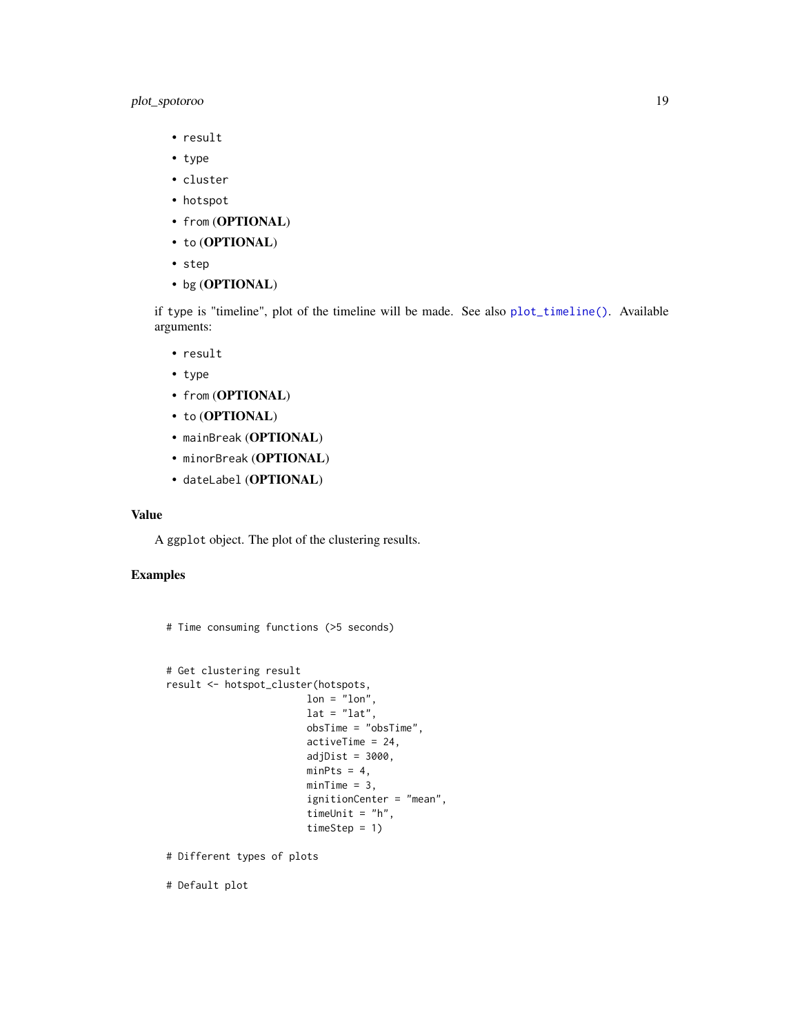- `result`
- `type`
- `cluster`
- `hotspot`
- `from` (**OPTIONAL**)
- `to` (**OPTIONAL**)
- `step`
- `bg` (**OPTIONAL**)

if `type` is "timeline", plot of the timeline will be made. See also `plot_timeline()`. Available arguments:

- `result`
- `type`
- `from` (**OPTIONAL**)
- `to` (**OPTIONAL**)
- `mainBreak` (**OPTIONAL**)
- `minorBreak` (**OPTIONAL**)
- `dateLabel` (**OPTIONAL**)

### Value

A `ggplot` object. The plot of the clustering results.

### Examples

```
# Time consuming functions (>5 seconds)


# Get clustering result
result <- hotspot_cluster(hotspots,
                          lon = "lon",
                          lat = "lat",
                          obsTime = "obsTime",
                          activeTime = 24,
                          adjDist = 3000,
                          minPts = 4,
                          minTime = 3,
                          ignitionCenter = "mean",
                          timeUnit = "h",
                          timeStep = 1)

# Different types of plots

# Default plot
```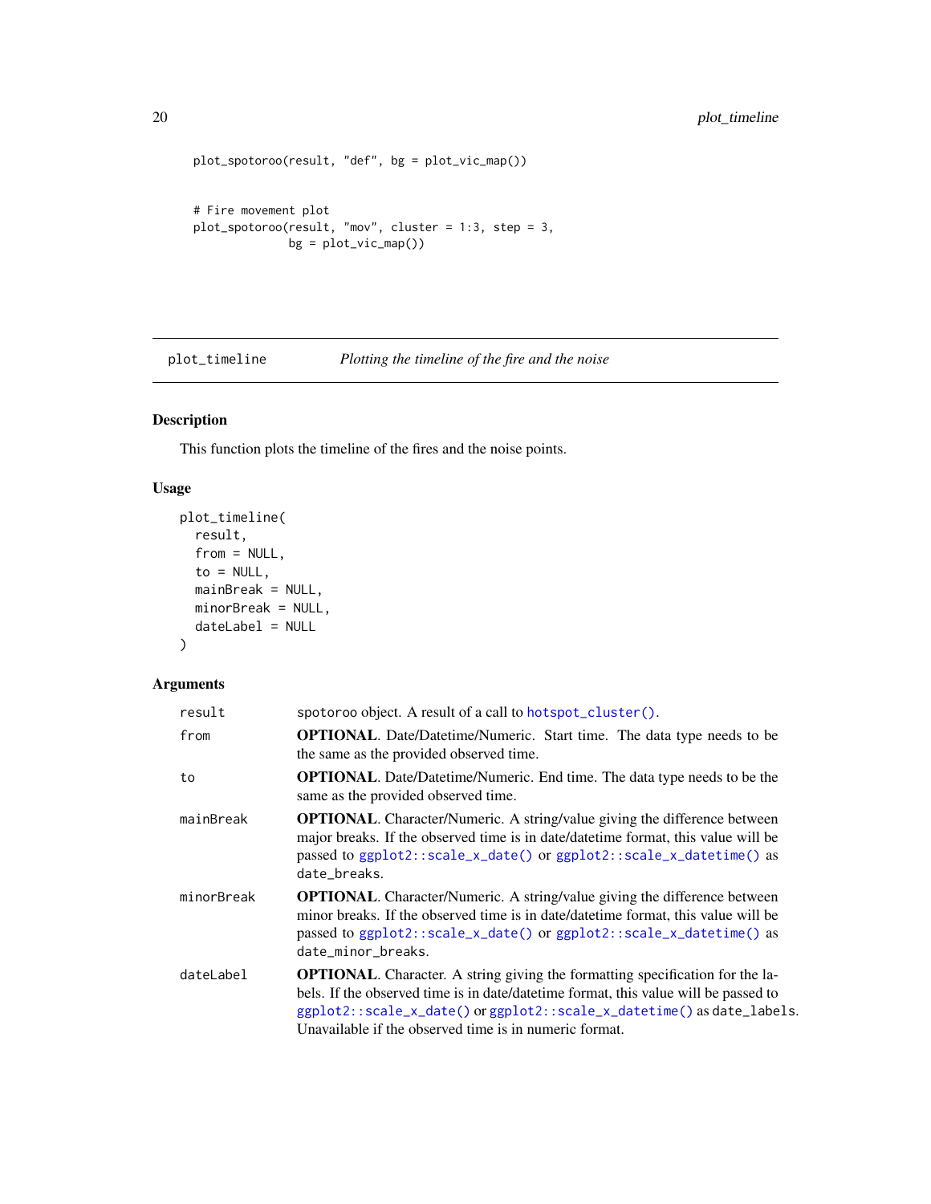```
plot_spotoroo(result, "def", bg = plot_vic_map())


# Fire movement plot
plot_spotoroo(result, "mov", cluster = 1:3, step = 3,
              bg = plot_vic_map())
```

## plot_timeline — *Plotting the timeline of the fire and the noise*

### Description

This function plots the timeline of the fires and the noise points.

### Usage

```
plot_timeline(
  result,
  from = NULL,
  to = NULL,
  mainBreak = NULL,
  minorBreak = NULL,
  dateLabel = NULL
)
```

### Arguments

| | |
|---|---|
| `result` | spotoroo object. A result of a call to `hotspot_cluster()`. |
| `from` | **OPTIONAL**. Date/Datetime/Numeric. Start time. The data type needs to be the same as the provided observed time. |
| `to` | **OPTIONAL**. Date/Datetime/Numeric. End time. The data type needs to be the same as the provided observed time. |
| `mainBreak` | **OPTIONAL**. Character/Numeric. A string/value giving the difference between major breaks. If the observed time is in date/datetime format, this value will be passed to `ggplot2::scale_x_date()` or `ggplot2::scale_x_datetime()` as `date_breaks`. |
| `minorBreak` | **OPTIONAL**. Character/Numeric. A string/value giving the difference between minor breaks. If the observed time is in date/datetime format, this value will be passed to `ggplot2::scale_x_date()` or `ggplot2::scale_x_datetime()` as `date_minor_breaks`. |
| `dateLabel` | **OPTIONAL**. Character. A string giving the formatting specification for the labels. If the observed time is in date/datetime format, this value will be passed to `ggplot2::scale_x_date()` or `ggplot2::scale_x_datetime()` as `date_labels`. Unavailable if the observed time is in numeric format. |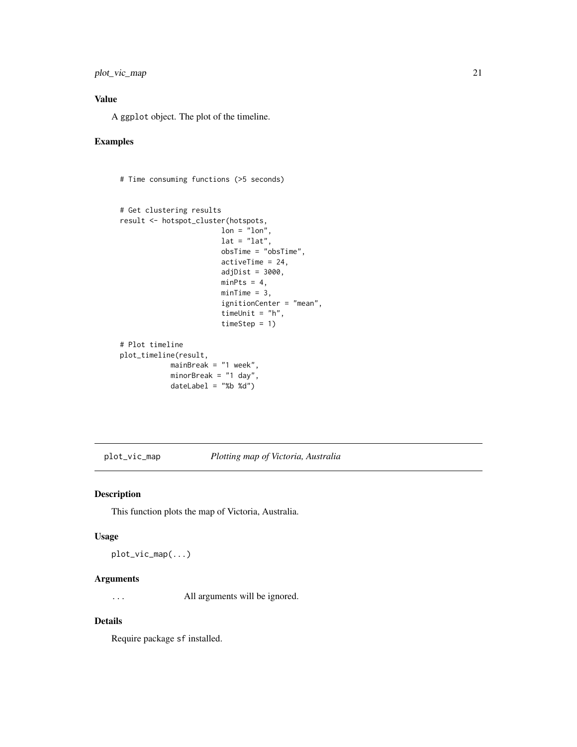### Value

A `ggplot` object. The plot of the timeline.

### Examples

```
# Time consuming functions (>5 seconds)


# Get clustering results
result <- hotspot_cluster(hotspots,
                          lon = "lon",
                          lat = "lat",
                          obsTime = "obsTime",
                          activeTime = 24,
                          adjDist = 3000,
                          minPts = 4,
                          minTime = 3,
                          ignitionCenter = "mean",
                          timeUnit = "h",
                          timeStep = 1)

# Plot timeline
plot_timeline(result,
              mainBreak = "1 week",
              minorBreak = "1 day",
              dateLabel = "%b %d")
```

---

## plot_vic_map — *Plotting map of Victoria, Australia*

### Description

This function plots the map of Victoria, Australia.

### Usage

```
plot_vic_map(...)
```

### Arguments

| | |
|---|---|
| `...` | All arguments will be ignored. |

### Details

Require package `sf` installed.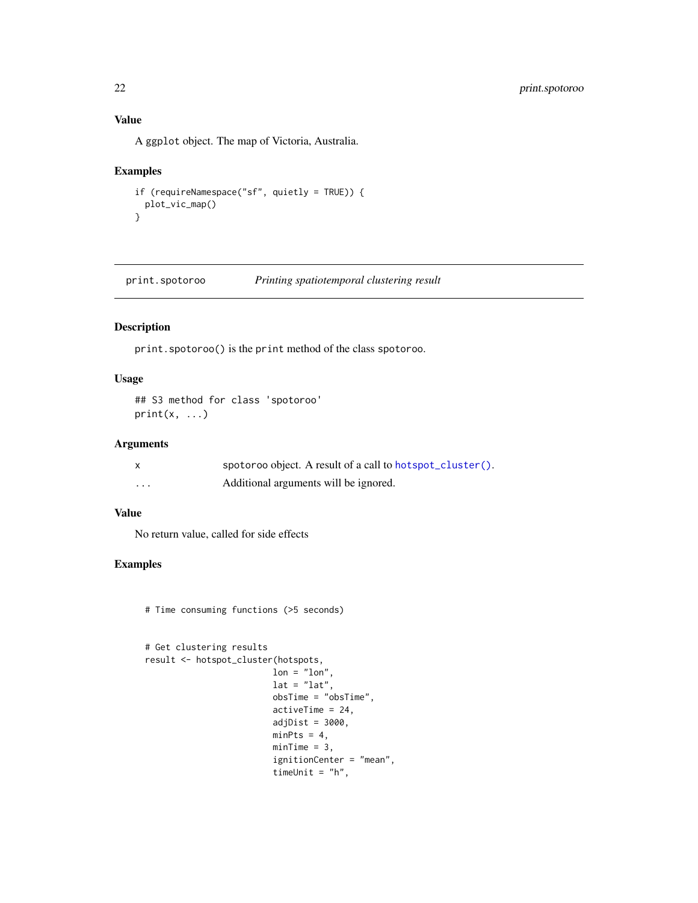### Value

A `ggplot` object. The map of Victoria, Australia.

### Examples

```
if (requireNamespace("sf", quietly = TRUE)) {
  plot_vic_map()
}
```

---

## print.spotoroo — *Printing spatiotemporal clustering result*

### Description

`print.spotoroo()` is the `print` method of the class `spotoroo`.

### Usage

```
## S3 method for class 'spotoroo'
print(x, ...)
```

### Arguments

| | |
|---|---|
| x | `spotoroo` object. A result of a call to `hotspot_cluster()`. |
| ... | Additional arguments will be ignored. |

### Value

No return value, called for side effects

### Examples

```
  # Time consuming functions (>5 seconds)


  # Get clustering results
  result <- hotspot_cluster(hotspots,
                            lon = "lon",
                            lat = "lat",
                            obsTime = "obsTime",
                            activeTime = 24,
                            adjDist = 3000,
                            minPts = 4,
                            minTime = 3,
                            ignitionCenter = "mean",
                            timeUnit = "h",
```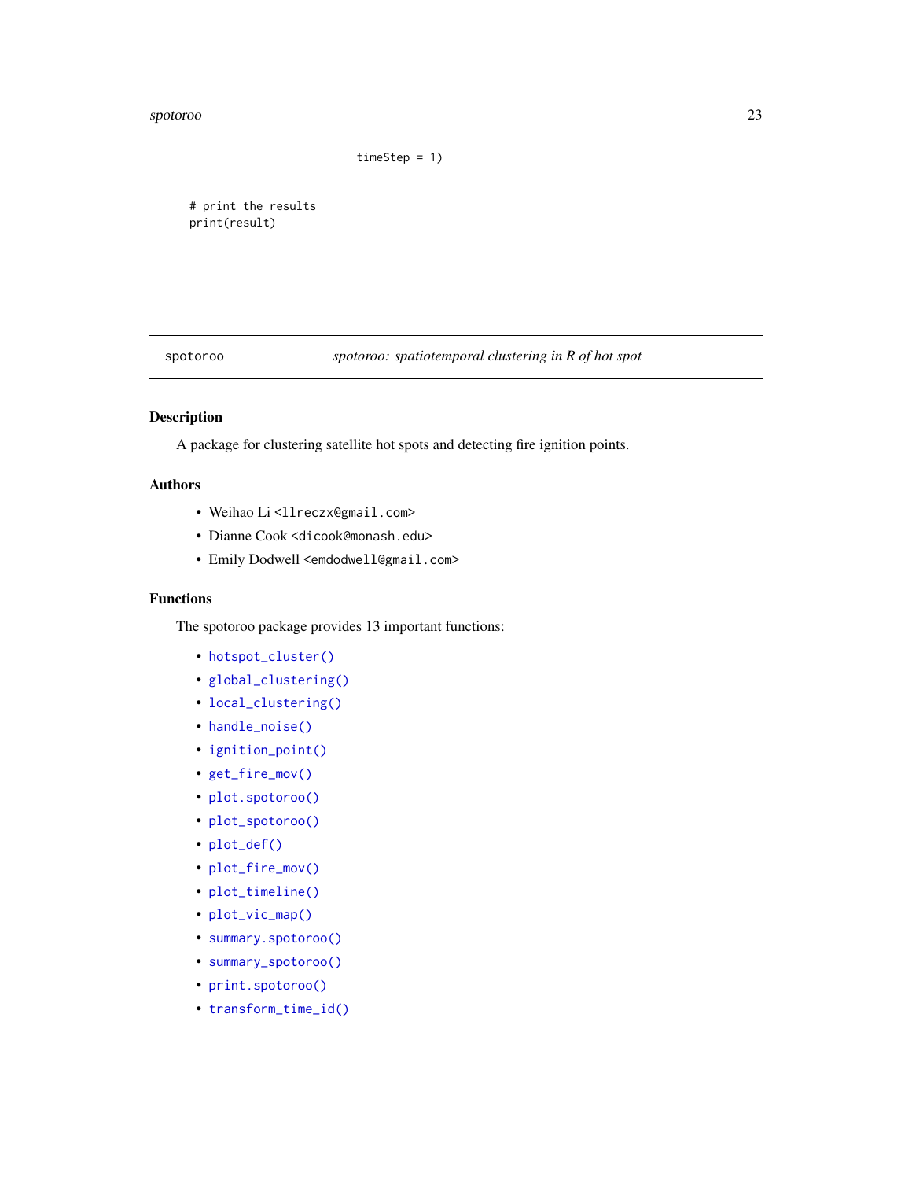```
                              timeStep = 1)

# print the results
print(result)
```

## spotoroo — *spotoroo: spatiotemporal clustering in R of hot spot*

### Description

A package for clustering satellite hot spots and detecting fire ignition points.

### Authors

- Weihao Li <llreczx@gmail.com>
- Dianne Cook <dicook@monash.edu>
- Emily Dodwell <emdodwell@gmail.com>

### Functions

The spotoroo package provides 13 important functions:

- `hotspot_cluster()`
- `global_clustering()`
- `local_clustering()`
- `handle_noise()`
- `ignition_point()`
- `get_fire_mov()`
- `plot.spotoroo()`
- `plot_spotoroo()`
- `plot_def()`
- `plot_fire_mov()`
- `plot_timeline()`
- `plot_vic_map()`
- `summary.spotoroo()`
- `summary_spotoroo()`
- `print.spotoroo()`
- `transform_time_id()`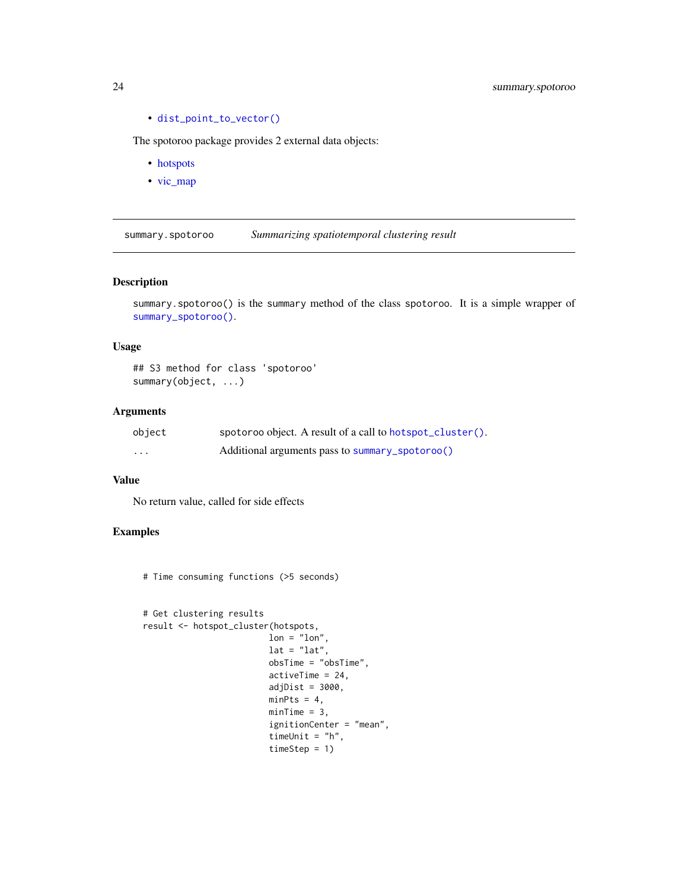- `dist_point_to_vector()`

The spotoroo package provides 2 external data objects:

- hotspots
- vic_map

## summary.spotoroo — *Summarizing spatiotemporal clustering result*

### Description

`summary.spotoroo()` is the `summary` method of the class `spotoroo`. It is a simple wrapper of `summary_spotoroo()`.

### Usage

```
## S3 method for class 'spotoroo'
summary(object, ...)
```

### Arguments

| | |
|---|---|
| `object` | spotoroo object. A result of a call to `hotspot_cluster()`. |
| `...` | Additional arguments pass to `summary_spotoroo()` |

### Value

No return value, called for side effects

### Examples

```
  # Time consuming functions (>5 seconds)


  # Get clustering results
  result <- hotspot_cluster(hotspots,
                            lon = "lon",
                            lat = "lat",
                            obsTime = "obsTime",
                            activeTime = 24,
                            adjDist = 3000,
                            minPts = 4,
                            minTime = 3,
                            ignitionCenter = "mean",
                            timeUnit = "h",
                            timeStep = 1)
```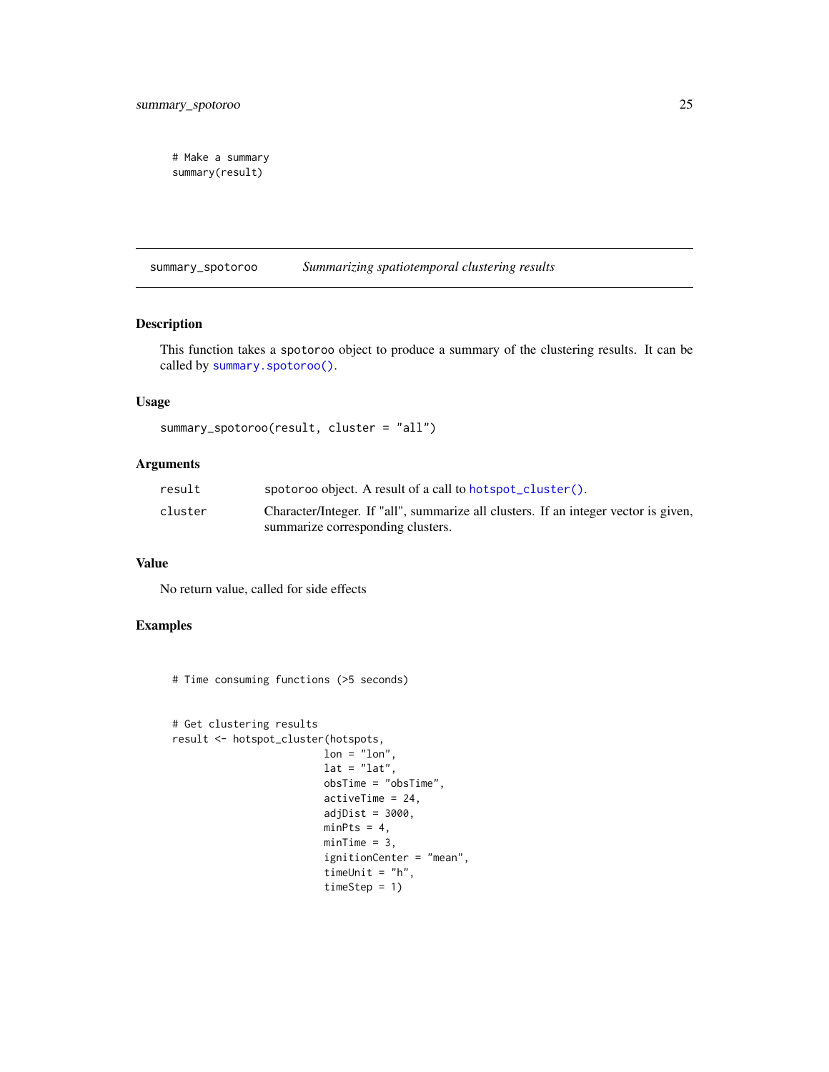```
# Make a summary
summary(result)
```

## summary_spotoroo *Summarizing spatiotemporal clustering results*

### Description

This function takes a spotoroo object to produce a summary of the clustering results. It can be called by `summary.spotoroo()`.

### Usage

```
summary_spotoroo(result, cluster = "all")
```

### Arguments

| | |
|---|---|
| result | spotoroo object. A result of a call to `hotspot_cluster()`. |
| cluster | Character/Integer. If "all", summarize all clusters. If an integer vector is given, summarize corresponding clusters. |

### Value

No return value, called for side effects

### Examples

```
# Time consuming functions (>5 seconds)


# Get clustering results
result <- hotspot_cluster(hotspots,
                          lon = "lon",
                          lat = "lat",
                          obsTime = "obsTime",
                          activeTime = 24,
                          adjDist = 3000,
                          minPts = 4,
                          minTime = 3,
                          ignitionCenter = "mean",
                          timeUnit = "h",
                          timeStep = 1)
```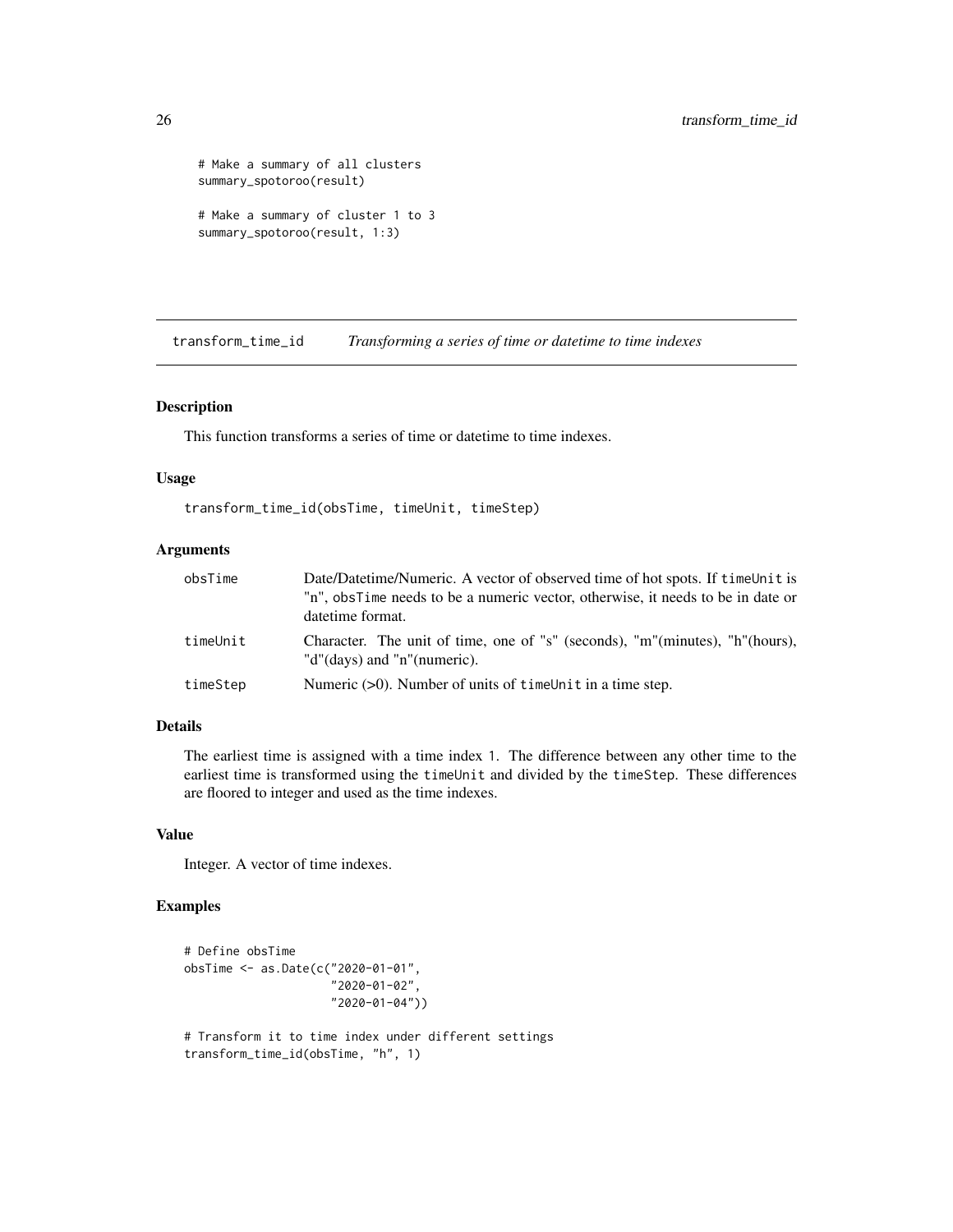```
# Make a summary of all clusters
summary_spotoroo(result)

# Make a summary of cluster 1 to 3
summary_spotoroo(result, 1:3)
```

## transform_time_id — *Transforming a series of time or datetime to time indexes*

### Description

This function transforms a series of time or datetime to time indexes.

### Usage

```
transform_time_id(obsTime, timeUnit, timeStep)
```

### Arguments

| | |
|---|---|
| obsTime | Date/Datetime/Numeric. A vector of observed time of hot spots. If timeUnit is "n", obsTime needs to be a numeric vector, otherwise, it needs to be in date or datetime format. |
| timeUnit | Character. The unit of time, one of "s" (seconds), "m"(minutes), "h"(hours), "d"(days) and "n"(numeric). |
| timeStep | Numeric (>0). Number of units of timeUnit in a time step. |

### Details

The earliest time is assigned with a time index 1. The difference between any other time to the earliest time is transformed using the timeUnit and divided by the timeStep. These differences are floored to integer and used as the time indexes.

### Value

Integer. A vector of time indexes.

### Examples

```
# Define obsTime
obsTime <- as.Date(c("2020-01-01",
                     "2020-01-02",
                     "2020-01-04"))

# Transform it to time index under different settings
transform_time_id(obsTime, "h", 1)
```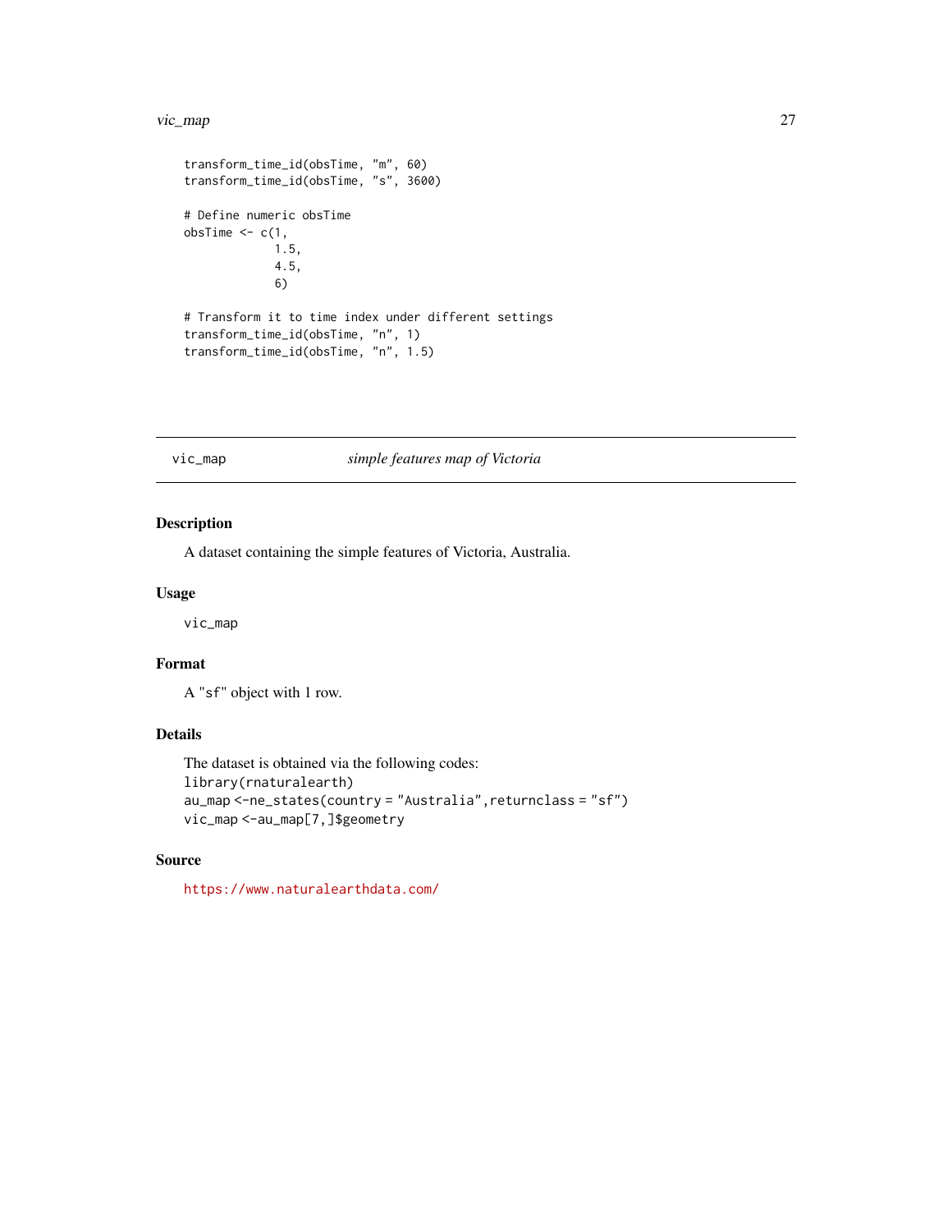```
transform_time_id(obsTime, "m", 60)
transform_time_id(obsTime, "s", 3600)

# Define numeric obsTime
obsTime <- c(1,
             1.5,
             4.5,
             6)

# Transform it to time index under different settings
transform_time_id(obsTime, "n", 1)
transform_time_id(obsTime, "n", 1.5)
```

---

## vic_map *simple features map of Victoria*

---

### Description

A dataset containing the simple features of Victoria, Australia.

### Usage

```
vic_map
```

### Format

A "sf" object with 1 row.

### Details

The dataset is obtained via the following codes:

```
library(rnaturalearth)
au_map <-ne_states(country = "Australia",returnclass = "sf")
vic_map <-au_map[7,]$geometry
```

### Source

https://www.naturalearthdata.com/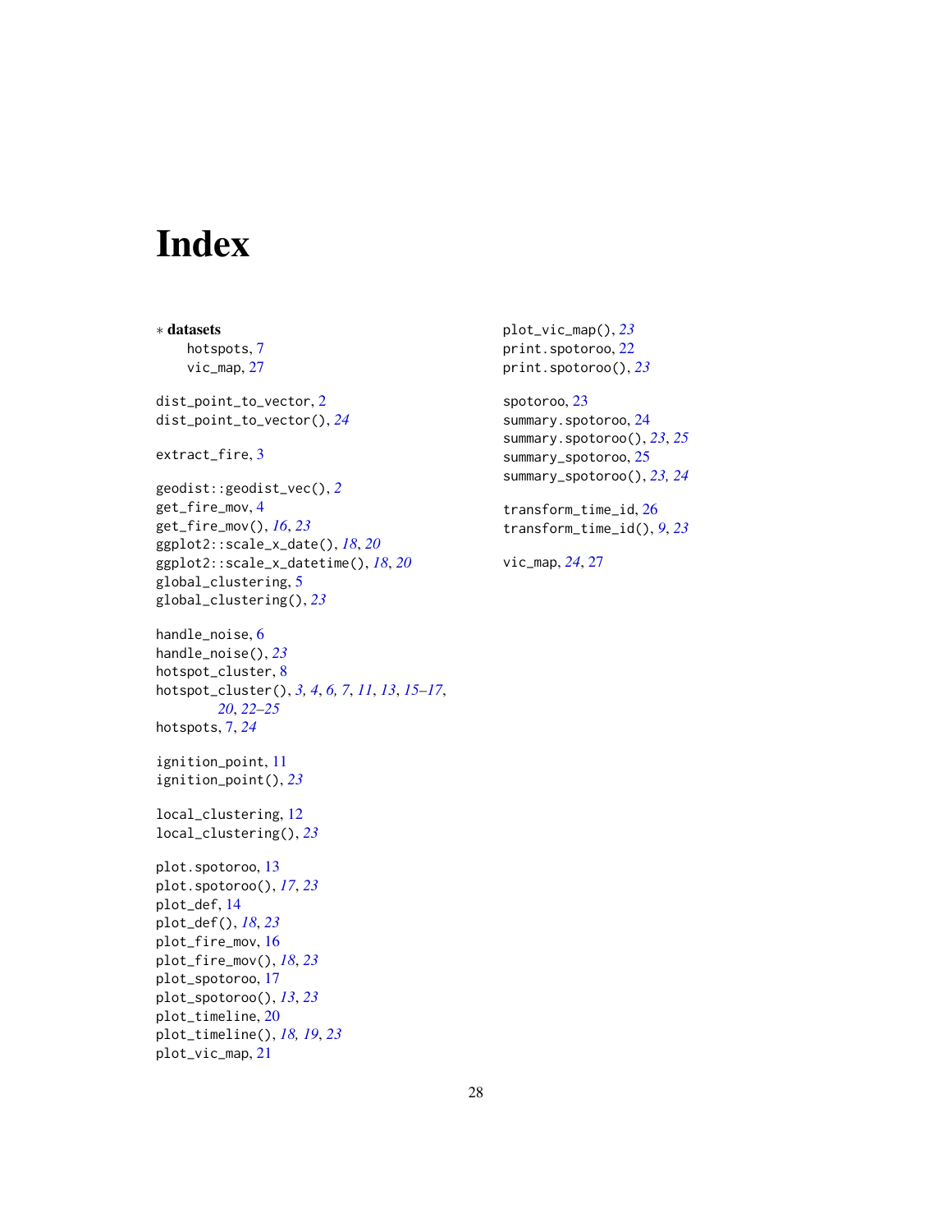# Index

∗ **datasets**
  hotspots, 7
  vic_map, 27

dist_point_to_vector, 2
dist_point_to_vector(), *24*

extract_fire, 3

geodist::geodist_vec(), *2*
get_fire_mov, 4
get_fire_mov(), *16*, *23*
ggplot2::scale_x_date(), *18*, *20*
ggplot2::scale_x_datetime(), *18*, *20*
global_clustering, 5
global_clustering(), *23*

handle_noise, 6
handle_noise(), *23*
hotspot_cluster, 8
hotspot_cluster(), *3, 4, 6, 7*, *11*, *13*, *15–17*, *20*, *22–25*
hotspots, 7, *24*

ignition_point, 11
ignition_point(), *23*

local_clustering, 12
local_clustering(), *23*

plot.spotoroo, 13
plot.spotoroo(), *17*, *23*
plot_def, 14
plot_def(), *18*, *23*
plot_fire_mov, 16
plot_fire_mov(), *18*, *23*
plot_spotoroo, 17
plot_spotoroo(), *13*, *23*
plot_timeline, 20
plot_timeline(), *18, 19*, *23*
plot_vic_map, 21
plot_vic_map(), *23*
print.spotoroo, 22
print.spotoroo(), *23*

spotoroo, 23
summary.spotoroo, 24
summary.spotoroo(), *23*, *25*
summary_spotoroo, 25
summary_spotoroo(), *23, 24*

transform_time_id, 26
transform_time_id(), *9*, *23*

vic_map, *24*, 27